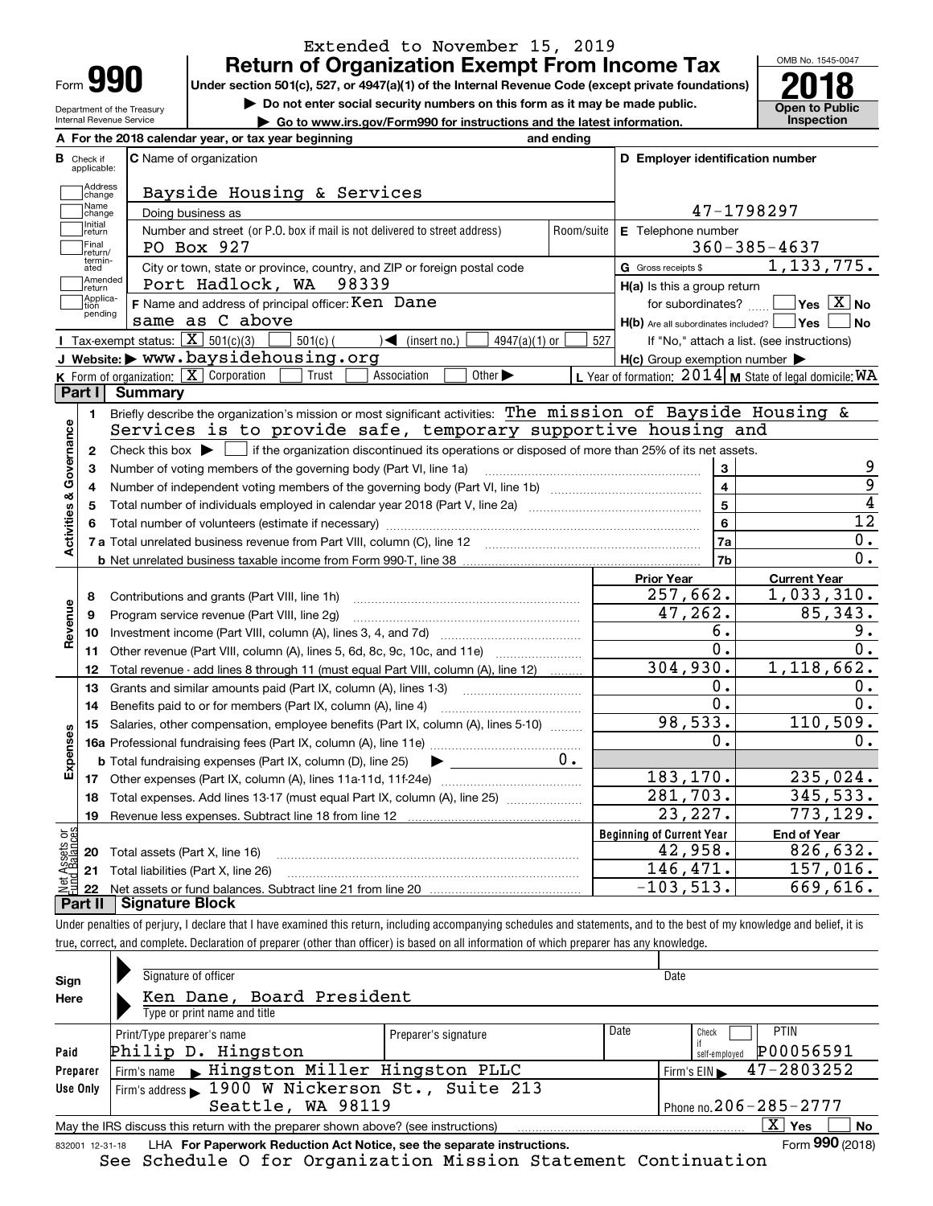Extended to November 15, 2019

# Form 990 — Return of Organization Exempt From Income Tax (2018)

Under section 501(c), 527, or 4947(a)(1) of the Internal Revenue Code (except private foundations)

▶ Do not enter social security numbers on this form as it may be made public.

▶ Go to www.irs.gov/Form990 for instructions and the latest information.

Department of the Treasury, Internal Revenue Service

OMB No. 1545-0047 — Open to Public Inspection

**A** For the 2018 calendar year, or tax year beginning and ending

**B** Check if applicable: Address change, Name change, Initial return, Final return/terminated, Amended return, Application pending

**C** Name of organization: Bayside Housing & Services

Doing business as

Number and street (or P.O. box if mail is not delivered to street address): PO Box 927 — Room/suite

City or town, state or province, country, and ZIP or foreign postal code: Port Hadlock, WA 98339

**D** Employer identification number: 47-1798297

**E** Telephone number: 360-385-4637

**G** Gross receipts $ 1,133,775.

**F** Name and address of principal officer: Ken Dane, same as C above

**H(a)** Is this a group return for subordinates? Yes [ ] No [X]

**H(b)** Are all subordinates included? Yes [ ] No [ ]

If "No," attach a list. (see instructions)

**H(c)** Group exemption number ▶

**I** Tax-exempt status: [X] 501(c)(3) [ ] 501(c) ( ) ◀ (insert no.) [ ] 4947(a)(1) or [ ] 527

**J** Website: ▶ www.baysidehousing.org

**K** Form of organization: [X] Corporation [ ] Trust [ ] Association [ ] Other ▶

**L** Year of formation: 2014 **M** State of legal domicile: WA

## Part I Summary

**Activities & Governance**

1. Briefly describe the organization's mission or most significant activities: The mission of Bayside Housing & Services is to provide safe, temporary supportive housing and
2. Check this box ▶ [ ] if the organization discontinued its operations or disposed of more than 25% of its net assets.

| | | | |
|---|---|---|---|
| 3 | Number of voting members of the governing body (Part VI, line 1a) | 3 | 9 |
| 4 | Number of independent voting members of the governing body (Part VI, line 1b) | 4 | 9 |
| 5 | Total number of individuals employed in calendar year 2018 (Part V, line 2a) | 5 | 4 |
| 6 | Total number of volunteers (estimate if necessary) | 6 | 12 |
| 7a | Total unrelated business revenue from Part VIII, column (C), line 12 | 7a | 0. |
| b | Net unrelated business taxable income from Form 990-T, line 38 | 7b | 0. |

| | | Prior Year | Current Year |
|---|---|---|---|
| **Revenue** | | | |
| 8 | Contributions and grants (Part VIII, line 1h) | 257,662. | 1,033,310. |
| 9 | Program service revenue (Part VIII, line 2g) | 47,262. | 85,343. |
| 10 | Investment income (Part VIII, column (A), lines 3, 4, and 7d) | 6. | 9. |
| 11 | Other revenue (Part VIII, column (A), lines 5, 6d, 8c, 9c, 10c, and 11e) | 0. | 0. |
| 12 | Total revenue - add lines 8 through 11 (must equal Part VIII, column (A), line 12) | 304,930. | 1,118,662. |
| **Expenses** | | | |
| 13 | Grants and similar amounts paid (Part IX, column (A), lines 1-3) | 0. | 0. |
| 14 | Benefits paid to or for members (Part IX, column (A), line 4) | 0. | 0. |
| 15 | Salaries, other compensation, employee benefits (Part IX, column (A), lines 5-10) | 98,533. | 110,509. |
| 16a | Professional fundraising fees (Part IX, column (A), line 11e) | 0. | 0. |
| b | Total fundraising expenses (Part IX, column (D), line 25) ▶ 0. | | |
| 17 | Other expenses (Part IX, column (A), lines 11a-11d, 11f-24e) | 183,170. | 235,024. |
| 18 | Total expenses. Add lines 13-17 (must equal Part IX, column (A), line 25) | 281,703. | 345,533. |
| 19 | Revenue less expenses. Subtract line 18 from line 12 | 23,227. | 773,129. |

| **Net Assets or Fund Balances** | | Beginning of Current Year | End of Year |
|---|---|---|---|
| 20 | Total assets (Part X, line 16) | 42,958. | 826,632. |
| 21 | Total liabilities (Part X, line 26) | 146,471. | 157,016. |
| 22 | Net assets or fund balances. Subtract line 21 from line 20 | -103,513. | 669,616. |

## Part II Signature Block

Under penalties of perjury, I declare that I have examined this return, including accompanying schedules and statements, and to the best of my knowledge and belief, it is true, correct, and complete. Declaration of preparer (other than officer) is based on all information of which preparer has any knowledge.

**Sign Here**

Signature of officer — Date

Ken Dane, Board President

Type or print name and title

**Paid Preparer Use Only**

| Print/Type preparer's name | Preparer's signature | Date | Check if self-employed | PTIN |
|---|---|---|---|---|
| Philip D. Hingston | | | [ ] | P00056591 |

Firm's name ▶ Hingston Miller Hingston PLLC — Firm's EIN ▶ 47-2803252

Firm's address ▶ 1900 W Nickerson St., Suite 213, Seattle, WA 98119 — Phone no. 206-285-2777

May the IRS discuss this return with the preparer shown above? (see instructions) [X] Yes [ ] No

832001 12-31-18 LHA For Paperwork Reduction Act Notice, see the separate instructions. Form **990** (2018)

See Schedule O for Organization Mission Statement Continuation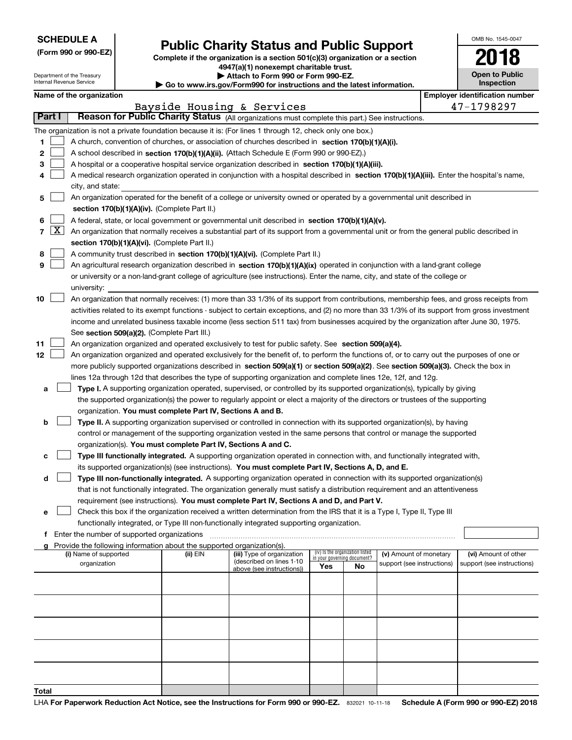**SCHEDULE A**
**(Form 990 or 990-EZ)**

Department of the Treasury
Internal Revenue Service

# Public Charity Status and Public Support

**Complete if the organization is a section 501(c)(3) organization or a section 4947(a)(1) nonexempt charitable trust.**
**▶ Attach to Form 990 or Form 990-EZ.**
**▶ Go to www.irs.gov/Form990 for instructions and the latest information.**

OMB No. 1545-0047

**2018**

**Open to Public Inspection**

**Name of the organization:** Bayside Housing & Services

**Employer identification number:** 47-1798297

## Part I Reason for Public Charity Status (All organizations must complete this part.) See instructions.

The organization is not a private foundation because it is: (For lines 1 through 12, check only one box.)

1. [ ] A church, convention of churches, or association of churches described in **section 170(b)(1)(A)(i).**
2. [ ] A school described in **section 170(b)(1)(A)(ii).** (Attach Schedule E (Form 990 or 990-EZ).)
3. [ ] A hospital or a cooperative hospital service organization described in **section 170(b)(1)(A)(iii).**
4. [ ] A medical research organization operated in conjunction with a hospital described in **section 170(b)(1)(A)(iii).** Enter the hospital's name, city, and state:
5. [ ] An organization operated for the benefit of a college or university owned or operated by a governmental unit described in **section 170(b)(1)(A)(iv).** (Complete Part II.)
6. [ ] A federal, state, or local government or governmental unit described in **section 170(b)(1)(A)(v).**
7. [X] An organization that normally receives a substantial part of its support from a governmental unit or from the general public described in **section 170(b)(1)(A)(vi).** (Complete Part II.)
8. [ ] A community trust described in **section 170(b)(1)(A)(vi).** (Complete Part II.)
9. [ ] An agricultural research organization described in **section 170(b)(1)(A)(ix)** operated in conjunction with a land-grant college or university or a non-land-grant college of agriculture (see instructions). Enter the name, city, and state of the college or university:
10. [ ] An organization that normally receives: (1) more than 33 1/3% of its support from contributions, membership fees, and gross receipts from activities related to its exempt functions - subject to certain exceptions, and (2) no more than 33 1/3% of its support from gross investment income and unrelated business taxable income (less section 511 tax) from businesses acquired by the organization after June 30, 1975. See **section 509(a)(2).** (Complete Part III.)
11. [ ] An organization organized and operated exclusively to test for public safety. See **section 509(a)(4).**
12. [ ] An organization organized and operated exclusively for the benefit of, to perform the functions of, or to carry out the purposes of one or more publicly supported organizations described in **section 509(a)(1)** or **section 509(a)(2)**. See **section 509(a)(3).** Check the box in lines 12a through 12d that describes the type of supporting organization and complete lines 12e, 12f, and 12g.
   - **a** [ ] **Type I.** A supporting organization operated, supervised, or controlled by its supported organization(s), typically by giving the supported organization(s) the power to regularly appoint or elect a majority of the directors or trustees of the supporting organization. **You must complete Part IV, Sections A and B.**
   - **b** [ ] **Type II.** A supporting organization supervised or controlled in connection with its supported organization(s), by having control or management of the supporting organization vested in the same persons that control or manage the supported organization(s). **You must complete Part IV, Sections A and C.**
   - **c** [ ] **Type III functionally integrated.** A supporting organization operated in connection with, and functionally integrated with, its supported organization(s) (see instructions). **You must complete Part IV, Sections A, D, and E.**
   - **d** [ ] **Type III non-functionally integrated.** A supporting organization operated in connection with its supported organization(s) that is not functionally integrated. The organization generally must satisfy a distribution requirement and an attentiveness requirement (see instructions). **You must complete Part IV, Sections A and D, and Part V.**
   - **e** [ ] Check this box if the organization received a written determination from the IRS that it is a Type I, Type II, Type III functionally integrated, or Type III non-functionally integrated supporting organization.
   - **f** Enter the number of supported organizations
   - **g** Provide the following information about the supported organization(s).

| (i) Name of supported organization | (ii) EIN | (iii) Type of organization (described on lines 1-10 above (see instructions)) | (iv) Is the organization listed in your governing document? Yes | No | (v) Amount of monetary support (see instructions) | (vi) Amount of other support (see instructions) |
|---|---|---|---|---|---|---|
| | | | | | | |
| | | | | | | |
| | | | | | | |
| | | | | | | |
| | | | | | | |
| **Total** | | | | | | |

LHA **For Paperwork Reduction Act Notice, see the Instructions for Form 990 or 990-EZ.** 832021 10-11-18 **Schedule A (Form 990 or 990-EZ) 2018**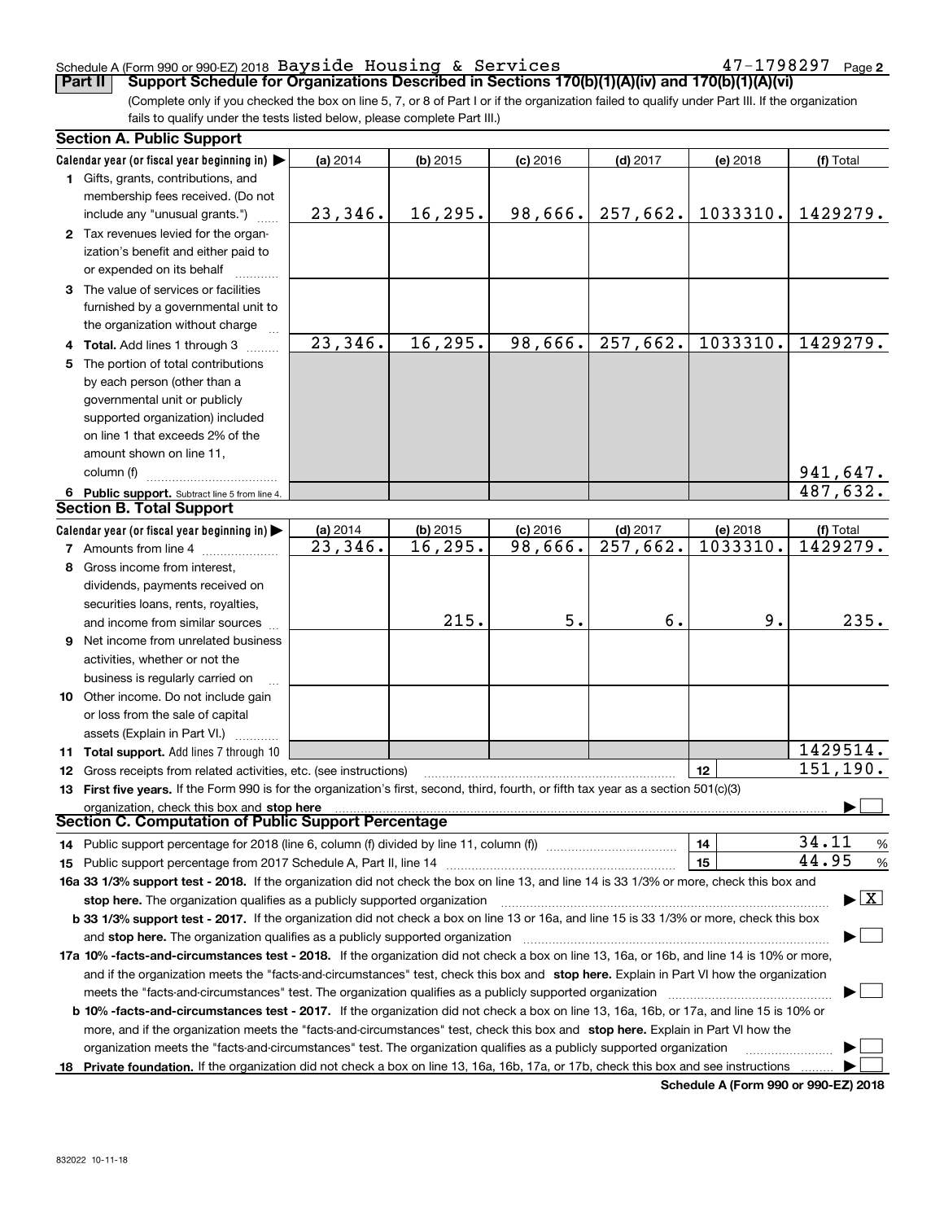Schedule A (Form 990 or 990-EZ) 2018 Bayside Housing & Services 47-1798297 Page 2

**Part II Support Schedule for Organizations Described in Sections 170(b)(1)(A)(iv) and 170(b)(1)(A)(vi)**

(Complete only if you checked the box on line 5, 7, or 8 of Part I or if the organization failed to qualify under Part III. If the organization fails to qualify under the tests listed below, please complete Part III.)

## Section A. Public Support

| Calendar year (or fiscal year beginning in) ▶ | (a) 2014 | (b) 2015 | (c) 2016 | (d) 2017 | (e) 2018 | (f) Total |
|---|---|---|---|---|---|---|
| **1** Gifts, grants, contributions, and membership fees received. (Do not include any "unusual grants.") | 23,346. | 16,295. | 98,666. | 257,662. | 1033310. | 1429279. |
| **2** Tax revenues levied for the organization's benefit and either paid to or expended on its behalf | | | | | | |
| **3** The value of services or facilities furnished by a governmental unit to the organization without charge | | | | | | |
| **4 Total.** Add lines 1 through 3 | 23,346. | 16,295. | 98,666. | 257,662. | 1033310. | 1429279. |
| **5** The portion of total contributions by each person (other than a governmental unit or publicly supported organization) included on line 1 that exceeds 2% of the amount shown on line 11, column (f) | | | | | | 941,647. |
| **6 Public support.** Subtract line 5 from line 4. | | | | | | 487,632. |

## Section B. Total Support

| Calendar year (or fiscal year beginning in) ▶ | (a) 2014 | (b) 2015 | (c) 2016 | (d) 2017 | (e) 2018 | (f) Total |
|---|---|---|---|---|---|---|
| **7** Amounts from line 4 | 23,346. | 16,295. | 98,666. | 257,662. | 1033310. | 1429279. |
| **8** Gross income from interest, dividends, payments received on securities loans, rents, royalties, and income from similar sources | | 215. | 5. | 6. | 9. | 235. |
| **9** Net income from unrelated business activities, whether or not the business is regularly carried on | | | | | | |
| **10** Other income. Do not include gain or loss from the sale of capital assets (Explain in Part VI.) | | | | | | |
| **11 Total support.** Add lines 7 through 10 | | | | | | 1429514. |
| **12** Gross receipts from related activities, etc. (see instructions) | | | | | 12 | 151,190. |

**13 First five years.** If the Form 990 is for the organization's first, second, third, fourth, or fifth tax year as a section 501(c)(3) organization, check this box and **stop here** ▶ ☐

## Section C. Computation of Public Support Percentage

| | | |
|---|---|---|
| **14** Public support percentage for 2018 (line 6, column (f) divided by line 11, column (f)) | 14 | 34.11 % |
| **15** Public support percentage from 2017 Schedule A, Part II, line 14 | 15 | 44.95 % |

**16a 33 1/3% support test - 2018.** If the organization did not check the box on line 13, and line 14 is 33 1/3% or more, check this box and **stop here.** The organization qualifies as a publicly supported organization ▶ ☒

**b 33 1/3% support test - 2017.** If the organization did not check a box on line 13 or 16a, and line 15 is 33 1/3% or more, check this box and **stop here.** The organization qualifies as a publicly supported organization ▶ ☐

**17a 10% -facts-and-circumstances test - 2018.** If the organization did not check a box on line 13, 16a, or 16b, and line 14 is 10% or more, and if the organization meets the "facts-and-circumstances" test, check this box and **stop here.** Explain in Part VI how the organization meets the "facts-and-circumstances" test. The organization qualifies as a publicly supported organization ▶ ☐

**b 10% -facts-and-circumstances test - 2017.** If the organization did not check a box on line 13, 16a, 16b, or 17a, and line 15 is 10% or more, and if the organization meets the "facts-and-circumstances" test, check this box and **stop here.** Explain in Part VI how the organization meets the "facts-and-circumstances" test. The organization qualifies as a publicly supported organization ▶ ☐

**18 Private foundation.** If the organization did not check a box on line 13, 16a, 16b, 17a, or 17b, check this box and see instructions ▶ ☐

**Schedule A (Form 990 or 990-EZ) 2018**

832022 10-11-18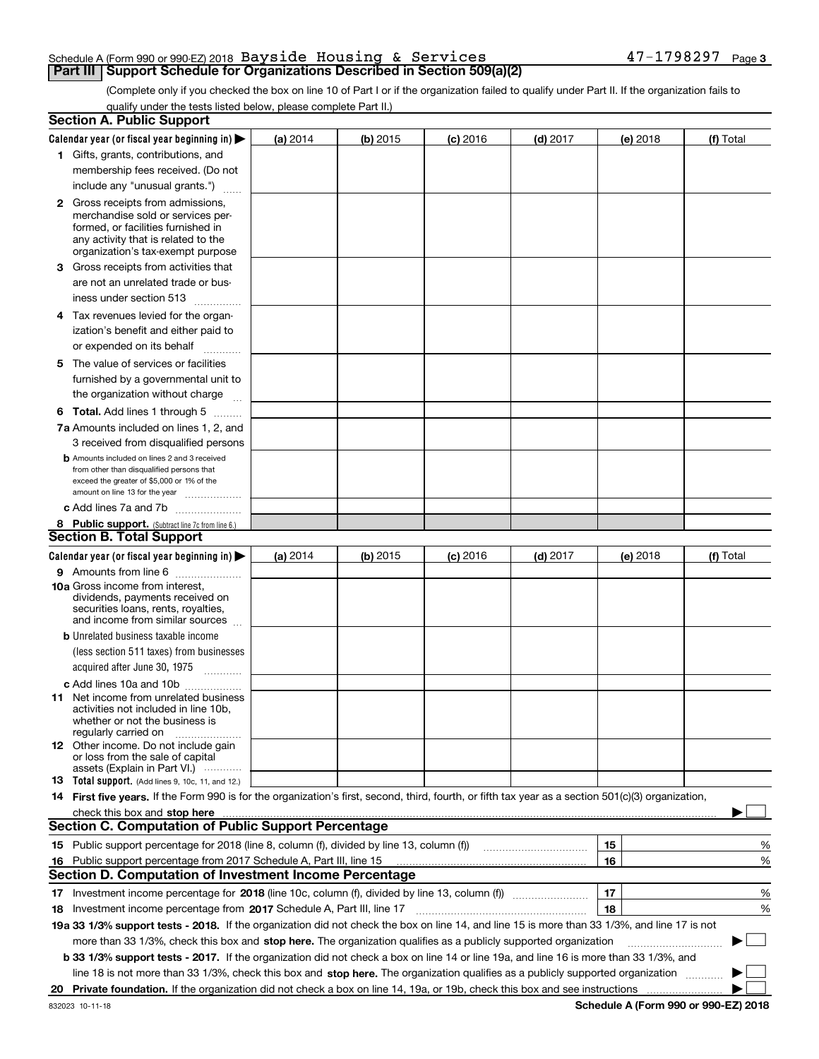Schedule A (Form 990 or 990-EZ) 2018 Bayside Housing & Services 47-1798297 Page 3

## Part III Support Schedule for Organizations Described in Section 509(a)(2)

(Complete only if you checked the box on line 10 of Part I or if the organization failed to qualify under Part II. If the organization fails to qualify under the tests listed below, please complete Part II.)

### Section A. Public Support

| Calendar year (or fiscal year beginning in) ▶ | (a) 2014 | (b) 2015 | (c) 2016 | (d) 2017 | (e) 2018 | (f) Total |
|---|---|---|---|---|---|---|
| **1** Gifts, grants, contributions, and membership fees received. (Do not include any "unusual grants.") | | | | | | |
| **2** Gross receipts from admissions, merchandise sold or services performed, or facilities furnished in any activity that is related to the organization's tax-exempt purpose | | | | | | |
| **3** Gross receipts from activities that are not an unrelated trade or business under section 513 | | | | | | |
| **4** Tax revenues levied for the organization's benefit and either paid to or expended on its behalf | | | | | | |
| **5** The value of services or facilities furnished by a governmental unit to the organization without charge | | | | | | |
| **6 Total.** Add lines 1 through 5 | | | | | | |
| **7a** Amounts included on lines 1, 2, and 3 received from disqualified persons | | | | | | |
| **b** Amounts included on lines 2 and 3 received from other than disqualified persons that exceed the greater of $5,000 or 1% of the amount on line 13 for the year | | | | | | |
| **c** Add lines 7a and 7b | | | | | | |
| **8 Public support.** (Subtract line 7c from line 6.) | | | | | | |

### Section B. Total Support

| Calendar year (or fiscal year beginning in) ▶ | (a) 2014 | (b) 2015 | (c) 2016 | (d) 2017 | (e) 2018 | (f) Total |
|---|---|---|---|---|---|---|
| **9** Amounts from line 6 | | | | | | |
| **10a** Gross income from interest, dividends, payments received on securities loans, rents, royalties, and income from similar sources | | | | | | |
| **b** Unrelated business taxable income (less section 511 taxes) from businesses acquired after June 30, 1975 | | | | | | |
| **c** Add lines 10a and 10b | | | | | | |
| **11** Net income from unrelated business activities not included in line 10b, whether or not the business is regularly carried on | | | | | | |
| **12** Other income. Do not include gain or loss from the sale of capital assets (Explain in Part VI.) | | | | | | |
| **13 Total support.** (Add lines 9, 10c, 11, and 12.) | | | | | | |

**14 First five years.** If the Form 990 is for the organization's first, second, third, fourth, or fifth tax year as a section 501(c)(3) organization, check this box and **stop here** ▶ ☐

### Section C. Computation of Public Support Percentage

| | | | |
|---|---|---|---|
| **15** | Public support percentage for 2018 (line 8, column (f), divided by line 13, column (f)) | 15 | % |
| **16** | Public support percentage from 2017 Schedule A, Part III, line 15 | 16 | % |

### Section D. Computation of Investment Income Percentage

| | | | |
|---|---|---|---|
| **17** | Investment income percentage for **2018** (line 10c, column (f), divided by line 13, column (f)) | 17 | % |
| **18** | Investment income percentage from **2017** Schedule A, Part III, line 17 | 18 | % |

**19a 33 1/3% support tests - 2018.** If the organization did not check the box on line 14, and line 15 is more than 33 1/3%, and line 17 is not more than 33 1/3%, check this box and **stop here.** The organization qualifies as a publicly supported organization ▶ ☐

**b 33 1/3% support tests - 2017.** If the organization did not check a box on line 14 or line 19a, and line 16 is more than 33 1/3%, and line 18 is not more than 33 1/3%, check this box and **stop here.** The organization qualifies as a publicly supported organization ▶ ☐

**20 Private foundation.** If the organization did not check a box on line 14, 19a, or 19b, check this box and see instructions ▶ ☐

832023 10-11-18 **Schedule A (Form 990 or 990-EZ) 2018**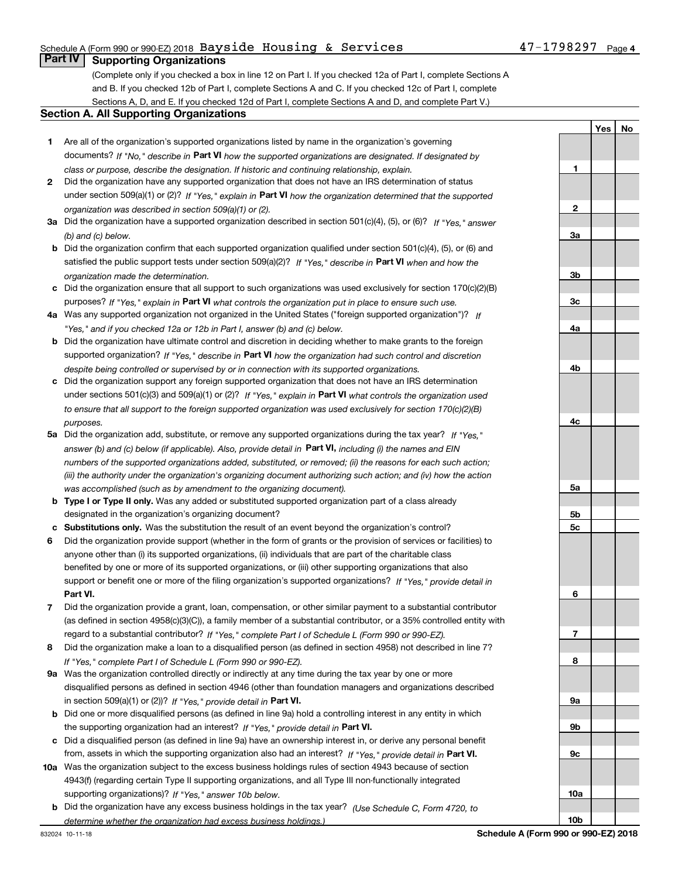Schedule A (Form 990 or 990-EZ) 2018 Bayside Housing & Services 47-1798297 Page 4

## Part IV Supporting Organizations

(Complete only if you checked a box in line 12 on Part I. If you checked 12a of Part I, complete Sections A and B. If you checked 12b of Part I, complete Sections A and C. If you checked 12c of Part I, complete Sections A, D, and E. If you checked 12d of Part I, complete Sections A and D, and complete Part V.)

### Section A. All Supporting Organizations

| | | | Yes | No |
|---|---|---|---|---|
| **1** | Are all of the organization's supported organizations listed by name in the organization's governing documents? *If "No," describe in* **Part VI** *how the supported organizations are designated. If designated by class or purpose, describe the designation. If historic and continuing relationship, explain.* | **1** | | |
| **2** | Did the organization have any supported organization that does not have an IRS determination of status under section 509(a)(1) or (2)? *If "Yes," explain in* **Part VI** *how the organization determined that the supported organization was described in section 509(a)(1) or (2).* | **2** | | |
| **3a** | Did the organization have a supported organization described in section 501(c)(4), (5), or (6)? *If "Yes," answer (b) and (c) below.* | **3a** | | |
| **b** | Did the organization confirm that each supported organization qualified under section 501(c)(4), (5), or (6) and satisfied the public support tests under section 509(a)(2)? *If "Yes," describe in* **Part VI** *when and how the organization made the determination.* | **3b** | | |
| **c** | Did the organization ensure that all support to such organizations was used exclusively for section 170(c)(2)(B) purposes? *If "Yes," explain in* **Part VI** *what controls the organization put in place to ensure such use.* | **3c** | | |
| **4a** | Was any supported organization not organized in the United States ("foreign supported organization")? *If "Yes," and if you checked 12a or 12b in Part I, answer (b) and (c) below.* | **4a** | | |
| **b** | Did the organization have ultimate control and discretion in deciding whether to make grants to the foreign supported organization? *If "Yes," describe in* **Part VI** *how the organization had such control and discretion despite being controlled or supervised by or in connection with its supported organizations.* | **4b** | | |
| **c** | Did the organization support any foreign supported organization that does not have an IRS determination under sections 501(c)(3) and 509(a)(1) or (2)? *If "Yes," explain in* **Part VI** *what controls the organization used to ensure that all support to the foreign supported organization was used exclusively for section 170(c)(2)(B) purposes.* | **4c** | | |
| **5a** | Did the organization add, substitute, or remove any supported organizations during the tax year? *If "Yes," answer (b) and (c) below (if applicable). Also, provide detail in* **Part VI,** *including (i) the names and EIN numbers of the supported organizations added, substituted, or removed; (ii) the reasons for each such action; (iii) the authority under the organization's organizing document authorizing such action; and (iv) how the action was accomplished (such as by amendment to the organizing document).* | **5a** | | |
| **b** | **Type I or Type II only.** Was any added or substituted supported organization part of a class already designated in the organization's organizing document? | **5b** | | |
| **c** | **Substitutions only.** Was the substitution the result of an event beyond the organization's control? | **5c** | | |
| **6** | Did the organization provide support (whether in the form of grants or the provision of services or facilities) to anyone other than (i) its supported organizations, (ii) individuals that are part of the charitable class benefited by one or more of its supported organizations, or (iii) other supporting organizations that also support or benefit one or more of the filing organization's supported organizations? *If "Yes," provide detail in* **Part VI.** | **6** | | |
| **7** | Did the organization provide a grant, loan, compensation, or other similar payment to a substantial contributor (as defined in section 4958(c)(3)(C)), a family member of a substantial contributor, or a 35% controlled entity with regard to a substantial contributor? *If "Yes," complete Part I of Schedule L (Form 990 or 990-EZ).* | **7** | | |
| **8** | Did the organization make a loan to a disqualified person (as defined in section 4958) not described in line 7? *If "Yes," complete Part I of Schedule L (Form 990 or 990-EZ).* | **8** | | |
| **9a** | Was the organization controlled directly or indirectly at any time during the tax year by one or more disqualified persons as defined in section 4946 (other than foundation managers and organizations described in section 509(a)(1) or (2))? *If "Yes," provide detail in* **Part VI.** | **9a** | | |
| **b** | Did one or more disqualified persons (as defined in line 9a) hold a controlling interest in any entity in which the supporting organization had an interest? *If "Yes," provide detail in* **Part VI.** | **9b** | | |
| **c** | Did a disqualified person (as defined in line 9a) have an ownership interest in, or derive any personal benefit from, assets in which the supporting organization also had an interest? *If "Yes," provide detail in* **Part VI.** | **9c** | | |
| **10a** | Was the organization subject to the excess business holdings rules of section 4943 because of section 4943(f) (regarding certain Type II supporting organizations, and all Type III non-functionally integrated supporting organizations)? *If "Yes," answer 10b below.* | **10a** | | |
| **b** | Did the organization have any excess business holdings in the tax year? *(Use Schedule C, Form 4720, to determine whether the organization had excess business holdings.)* | **10b** | | |

832024 10-11-18 **Schedule A (Form 990 or 990-EZ) 2018**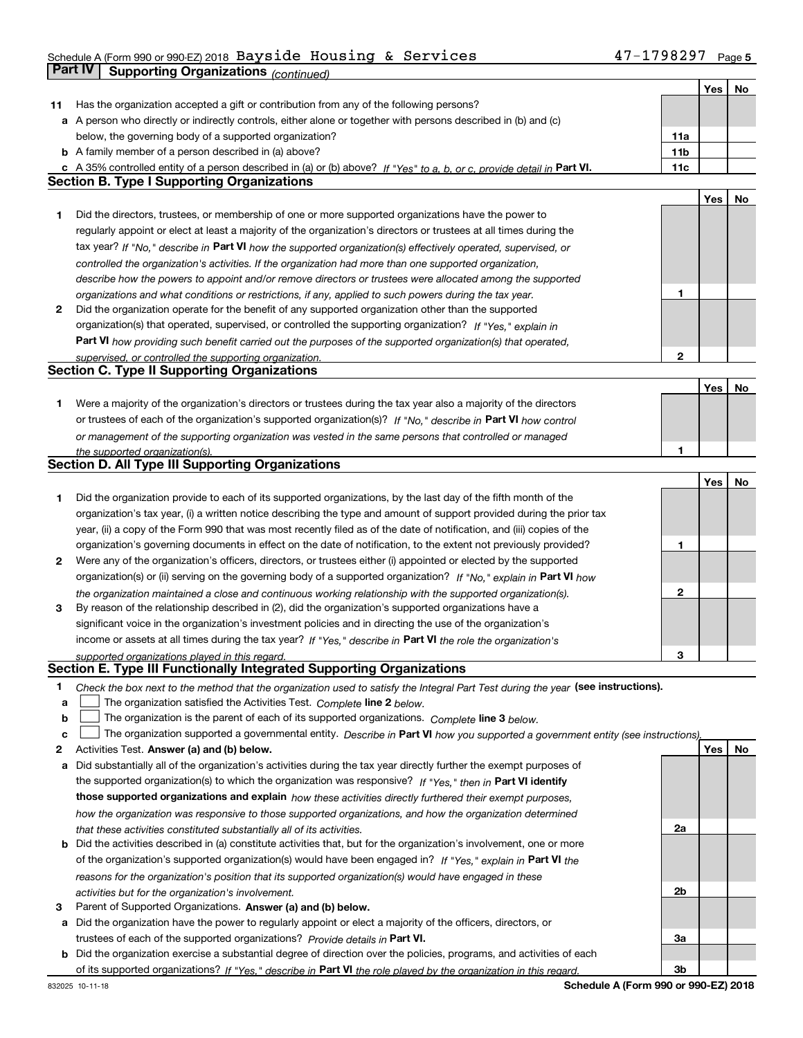Schedule A (Form 990 or 990-EZ) 2018 Bayside Housing & Services 47-1798297 Page 5

## Part IV Supporting Organizations *(continued)*

| | | | Yes | No |
|---|---|---|---|---|
| **11** | Has the organization accepted a gift or contribution from any of the following persons? | | | |
| **a** | A person who directly or indirectly controls, either alone or together with persons described in (b) and (c) below, the governing body of a supported organization? | 11a | | |
| **b** | A family member of a person described in (a) above? | 11b | | |
| **c** | A 35% controlled entity of a person described in (a) or (b) above? *If "Yes" to a, b, or c, provide detail in* **Part VI.** | 11c | | |

### Section B. Type I Supporting Organizations

| | | | Yes | No |
|---|---|---|---|---|
| **1** | Did the directors, trustees, or membership of one or more supported organizations have the power to regularly appoint or elect at least a majority of the organization's directors or trustees at all times during the tax year? *If "No," describe in* **Part VI** *how the supported organization(s) effectively operated, supervised, or controlled the organization's activities. If the organization had more than one supported organization, describe how the powers to appoint and/or remove directors or trustees were allocated among the supported organizations and what conditions or restrictions, if any, applied to such powers during the tax year.* | 1 | | |
| **2** | Did the organization operate for the benefit of any supported organization other than the supported organization(s) that operated, supervised, or controlled the supporting organization? *If "Yes," explain in* **Part VI** *how providing such benefit carried out the purposes of the supported organization(s) that operated, supervised, or controlled the supporting organization.* | 2 | | |

### Section C. Type II Supporting Organizations

| | | | Yes | No |
|---|---|---|---|---|
| **1** | Were a majority of the organization's directors or trustees during the tax year also a majority of the directors or trustees of each of the organization's supported organization(s)? *If "No," describe in* **Part VI** *how control or management of the supporting organization was vested in the same persons that controlled or managed the supported organization(s).* | 1 | | |

### Section D. All Type III Supporting Organizations

| | | | Yes | No |
|---|---|---|---|---|
| **1** | Did the organization provide to each of its supported organizations, by the last day of the fifth month of the organization's tax year, (i) a written notice describing the type and amount of support provided during the prior tax year, (ii) a copy of the Form 990 that was most recently filed as of the date of notification, and (iii) copies of the organization's governing documents in effect on the date of notification, to the extent not previously provided? | 1 | | |
| **2** | Were any of the organization's officers, directors, or trustees either (i) appointed or elected by the supported organization(s) or (ii) serving on the governing body of a supported organization? *If "No," explain in* **Part VI** *how the organization maintained a close and continuous working relationship with the supported organization(s).* | 2 | | |
| **3** | By reason of the relationship described in (2), did the organization's supported organizations have a significant voice in the organization's investment policies and in directing the use of the organization's income or assets at all times during the tax year? *If "Yes," describe in* **Part VI** *the role the organization's supported organizations played in this regard.* | 3 | | |

### Section E. Type III Functionally Integrated Supporting Organizations

**1** *Check the box next to the method that the organization used to satisfy the Integral Part Test during the year* **(see instructions).**

- **a** ☐ The organization satisfied the Activities Test. *Complete* **line 2** *below.*
- **b** ☐ The organization is the parent of each of its supported organizations. *Complete* **line 3** *below.*
- **c** ☐ The organization supported a governmental entity. *Describe in* **Part VI** *how you supported a government entity (see instructions).*

| | | | Yes | No |
|---|---|---|---|---|
| **2** | Activities Test. **Answer (a) and (b) below.** | | | |
| **a** | Did substantially all of the organization's activities during the tax year directly further the exempt purposes of the supported organization(s) to which the organization was responsive? *If "Yes," then in* **Part VI identify those supported organizations and explain** *how these activities directly furthered their exempt purposes, how the organization was responsive to those supported organizations, and how the organization determined that these activities constituted substantially all of its activities.* | 2a | | |
| **b** | Did the activities described in (a) constitute activities that, but for the organization's involvement, one or more of the organization's supported organization(s) would have been engaged in? *If "Yes," explain in* **Part VI** *the reasons for the organization's position that its supported organization(s) would have engaged in these activities but for the organization's involvement.* | 2b | | |
| **3** | Parent of Supported Organizations. **Answer (a) and (b) below.** | | | |
| **a** | Did the organization have the power to regularly appoint or elect a majority of the officers, directors, or trustees of each of the supported organizations? *Provide details in* **Part VI.** | 3a | | |
| **b** | Did the organization exercise a substantial degree of direction over the policies, programs, and activities of each of its supported organizations? *If "Yes," describe in* **Part VI** *the role played by the organization in this regard.* | 3b | | |

832025 10-11-18 **Schedule A (Form 990 or 990-EZ) 2018**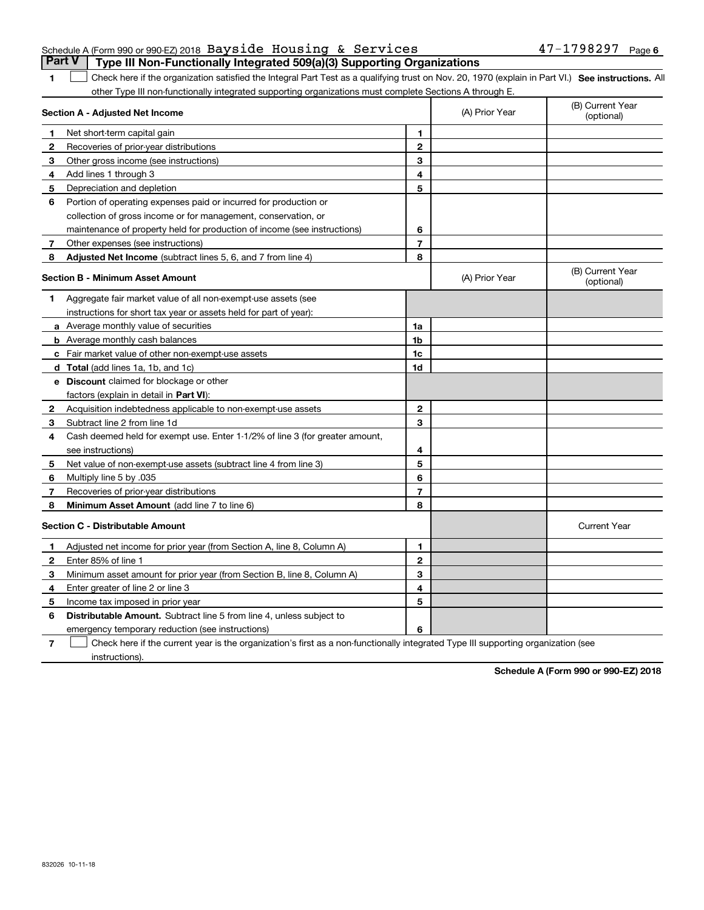Schedule A (Form 990 or 990-EZ) 2018 Bayside Housing & Services 47-1798297 Page 6

## Part V Type III Non-Functionally Integrated 509(a)(3) Supporting Organizations

1 ☐ Check here if the organization satisfied the Integral Part Test as a qualifying trust on Nov. 20, 1970 (explain in Part VI.) **See instructions.** All other Type III non-functionally integrated supporting organizations must complete Sections A through E.

| **Section A - Adjusted Net Income** | | | (A) Prior Year | (B) Current Year (optional) |
|---|---|---|---|---|
| 1 | Net short-term capital gain | 1 | | |
| 2 | Recoveries of prior-year distributions | 2 | | |
| 3 | Other gross income (see instructions) | 3 | | |
| 4 | Add lines 1 through 3 | 4 | | |
| 5 | Depreciation and depletion | 5 | | |
| 6 | Portion of operating expenses paid or incurred for production or collection of gross income or for management, conservation, or maintenance of property held for production of income (see instructions) | 6 | | |
| 7 | Other expenses (see instructions) | 7 | | |
| 8 | **Adjusted Net Income** (subtract lines 5, 6, and 7 from line 4) | 8 | | |

| **Section B - Minimum Asset Amount** | | | (A) Prior Year | (B) Current Year (optional) |
|---|---|---|---|---|
| 1 | Aggregate fair market value of all non-exempt-use assets (see instructions for short tax year or assets held for part of year): | | | |
| a | Average monthly value of securities | 1a | | |
| b | Average monthly cash balances | 1b | | |
| c | Fair market value of other non-exempt-use assets | 1c | | |
| d | **Total** (add lines 1a, 1b, and 1c) | 1d | | |
| e | **Discount** claimed for blockage or other factors (explain in detail in **Part VI**): | | | |
| 2 | Acquisition indebtedness applicable to non-exempt-use assets | 2 | | |
| 3 | Subtract line 2 from line 1d | 3 | | |
| 4 | Cash deemed held for exempt use. Enter 1-1/2% of line 3 (for greater amount, see instructions) | 4 | | |
| 5 | Net value of non-exempt-use assets (subtract line 4 from line 3) | 5 | | |
| 6 | Multiply line 5 by .035 | 6 | | |
| 7 | Recoveries of prior-year distributions | 7 | | |
| 8 | **Minimum Asset Amount** (add line 7 to line 6) | 8 | | |

| **Section C - Distributable Amount** | | | | Current Year |
|---|---|---|---|---|
| 1 | Adjusted net income for prior year (from Section A, line 8, Column A) | 1 | | |
| 2 | Enter 85% of line 1 | 2 | | |
| 3 | Minimum asset amount for prior year (from Section B, line 8, Column A) | 3 | | |
| 4 | Enter greater of line 2 or line 3 | 4 | | |
| 5 | Income tax imposed in prior year | 5 | | |
| 6 | **Distributable Amount.** Subtract line 5 from line 4, unless subject to emergency temporary reduction (see instructions) | 6 | | |

7 ☐ Check here if the current year is the organization's first as a non-functionally integrated Type III supporting organization (see instructions).

**Schedule A (Form 990 or 990-EZ) 2018**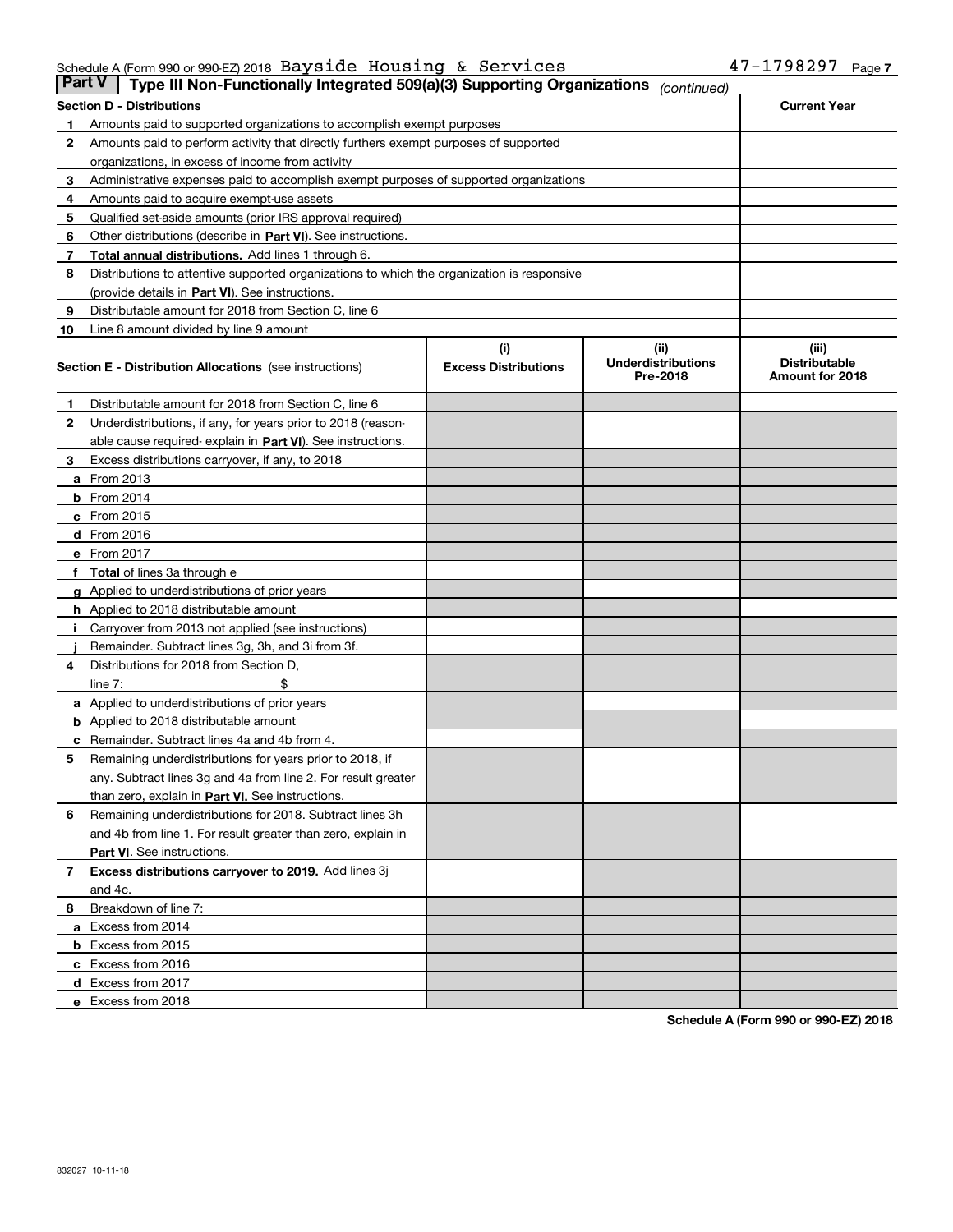Schedule A (Form 990 or 990-EZ) 2018 Bayside Housing & Services 47-1798297

## Part V Type III Non-Functionally Integrated 509(a)(3) Supporting Organizations *(continued)*

| Section D - Distributions | | Current Year |
|---|---|---|
| 1 | Amounts paid to supported organizations to accomplish exempt purposes | |
| 2 | Amounts paid to perform activity that directly furthers exempt purposes of supported organizations, in excess of income from activity | |
| 3 | Administrative expenses paid to accomplish exempt purposes of supported organizations | |
| 4 | Amounts paid to acquire exempt-use assets | |
| 5 | Qualified set-aside amounts (prior IRS approval required) | |
| 6 | Other distributions (describe in **Part VI**). See instructions. | |
| 7 | **Total annual distributions.** Add lines 1 through 6. | |
| 8 | Distributions to attentive supported organizations to which the organization is responsive (provide details in **Part VI**). See instructions. | |
| 9 | Distributable amount for 2018 from Section C, line 6 | |
| 10 | Line 8 amount divided by line 9 amount | |

| Section E - Distribution Allocations (see instructions) | (i) Excess Distributions | (ii) Underdistributions Pre-2018 | (iii) Distributable Amount for 2018 |
|---|---|---|---|
| **1** Distributable amount for 2018 from Section C, line 6 | | | |
| **2** Underdistributions, if any, for years prior to 2018 (reasonable cause required- explain in **Part VI**). See instructions. | | | |
| **3** Excess distributions carryover, if any, to 2018 | | | |
| **a** From 2013 | | | |
| **b** From 2014 | | | |
| **c** From 2015 | | | |
| **d** From 2016 | | | |
| **e** From 2017 | | | |
| **f Total** of lines 3a through e | | | |
| **g** Applied to underdistributions of prior years | | | |
| **h** Applied to 2018 distributable amount | | | |
| **i** Carryover from 2013 not applied (see instructions) | | | |
| **j** Remainder. Subtract lines 3g, 3h, and 3i from 3f. | | | |
| **4** Distributions for 2018 from Section D, line 7: $ | | | |
| **a** Applied to underdistributions of prior years | | | |
| **b** Applied to 2018 distributable amount | | | |
| **c** Remainder. Subtract lines 4a and 4b from 4. | | | |
| **5** Remaining underdistributions for years prior to 2018, if any. Subtract lines 3g and 4a from line 2. For result greater than zero, explain in **Part VI.** See instructions. | | | |
| **6** Remaining underdistributions for 2018. Subtract lines 3h and 4b from line 1. For result greater than zero, explain in **Part VI**. See instructions. | | | |
| **7 Excess distributions carryover to 2019.** Add lines 3j and 4c. | | | |
| **8** Breakdown of line 7: | | | |
| **a** Excess from 2014 | | | |
| **b** Excess from 2015 | | | |
| **c** Excess from 2016 | | | |
| **d** Excess from 2017 | | | |
| **e** Excess from 2018 | | | |

**Schedule A (Form 990 or 990-EZ) 2018**

832027 10-11-18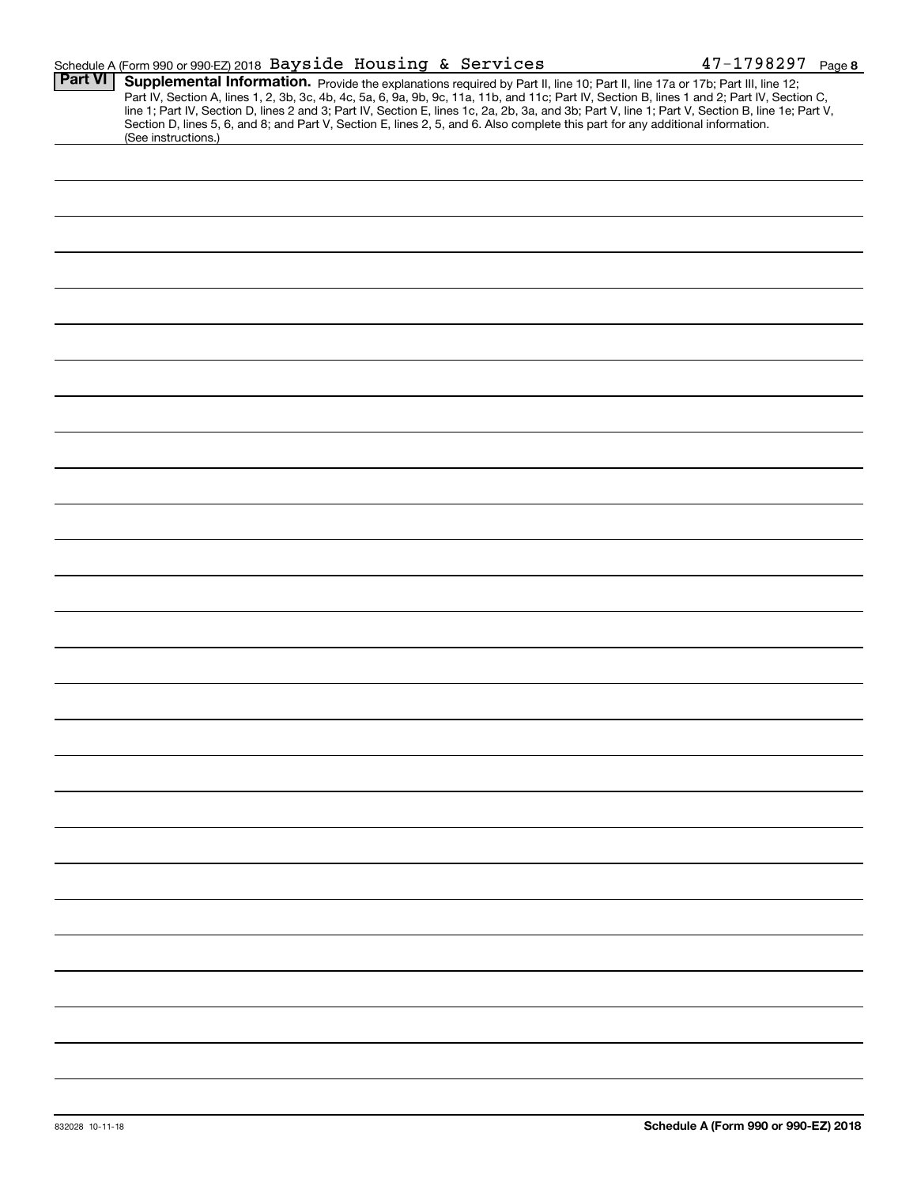Schedule A (Form 990 or 990-EZ) 2018 Bayside Housing & Services 47-1798297 Page 8

## Part VI Supplemental Information.

Provide the explanations required by Part II, line 10; Part II, line 17a or 17b; Part III, line 12; Part IV, Section A, lines 1, 2, 3b, 3c, 4b, 4c, 5a, 6, 9a, 9b, 9c, 11a, 11b, and 11c; Part IV, Section B, lines 1 and 2; Part IV, Section C, line 1; Part IV, Section D, lines 2 and 3; Part IV, Section E, lines 1c, 2a, 2b, 3a, and 3b; Part V, line 1; Part V, Section B, line 1e; Part V, Section D, lines 5, 6, and 8; and Part V, Section E, lines 2, 5, and 6. Also complete this part for any additional information. (See instructions.)

832028 10-11-18

Schedule A (Form 990 or 990-EZ) 2018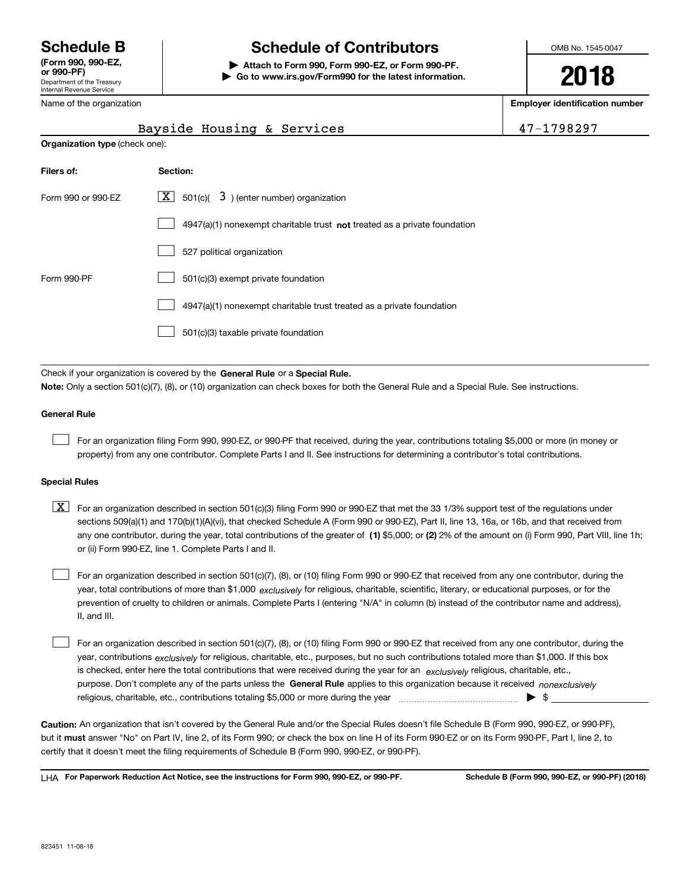# Schedule B

**(Form 990, 990-EZ, or 990-PF)**

Department of the Treasury
Internal Revenue Service

## Schedule of Contributors

**▶ Attach to Form 990, Form 990-EZ, or Form 990-PF.**
**▶ Go to www.irs.gov/Form990 for the latest information.**

OMB No. 1545-0047

**2018**

Name of the organization: Bayside Housing & Services

**Employer identification number**: 47-1798297

**Organization type** (check one):

| **Filers of:** | **Section:** |
| --- | --- |
| Form 990 or 990-EZ | [X] 501(c)( 3 ) (enter number) organization |
| | [ ] 4947(a)(1) nonexempt charitable trust **not** treated as a private foundation |
| | [ ] 527 political organization |
| Form 990-PF | [ ] 501(c)(3) exempt private foundation |
| | [ ] 4947(a)(1) nonexempt charitable trust treated as a private foundation |
| | [ ] 501(c)(3) taxable private foundation |

Check if your organization is covered by the **General Rule** or a **Special Rule.**

**Note:** Only a section 501(c)(7), (8), or (10) organization can check boxes for both the General Rule and a Special Rule. See instructions.

### General Rule

[ ] For an organization filing Form 990, 990-EZ, or 990-PF that received, during the year, contributions totaling $5,000 or more (in money or property) from any one contributor. Complete Parts I and II. See instructions for determining a contributor's total contributions.

### Special Rules

[X] For an organization described in section 501(c)(3) filing Form 990 or 990-EZ that met the 33 1/3% support test of the regulations under sections 509(a)(1) and 170(b)(1)(A)(vi), that checked Schedule A (Form 990 or 990-EZ), Part II, line 13, 16a, or 16b, and that received from any one contributor, during the year, total contributions of the greater of **(1)** $5,000; or **(2)** 2% of the amount on (i) Form 990, Part VIII, line 1h; or (ii) Form 990-EZ, line 1. Complete Parts I and II.

[ ] For an organization described in section 501(c)(7), (8), or (10) filing Form 990 or 990-EZ that received from any one contributor, during the year, total contributions of more than $1,000 *exclusively* for religious, charitable, scientific, literary, or educational purposes, or for the prevention of cruelty to children or animals. Complete Parts I (entering "N/A" in column (b) instead of the contributor name and address), II, and III.

[ ] For an organization described in section 501(c)(7), (8), or (10) filing Form 990 or 990-EZ that received from any one contributor, during the year, contributions *exclusively* for religious, charitable, etc., purposes, but no such contributions totaled more than $1,000. If this box is checked, enter here the total contributions that were received during the year for an *exclusively* religious, charitable, etc., purpose. Don't complete any of the parts unless the **General Rule** applies to this organization because it received *nonexclusively* religious, charitable, etc., contributions totaling $5,000 or more during the year ▶ $ ____________

**Caution:** An organization that isn't covered by the General Rule and/or the Special Rules doesn't file Schedule B (Form 990, 990-EZ, or 990-PF), but it **must** answer "No" on Part IV, line 2, of its Form 990; or check the box on line H of its Form 990-EZ or on its Form 990-PF, Part I, line 2, to certify that it doesn't meet the filing requirements of Schedule B (Form 990, 990-EZ, or 990-PF).

LHA **For Paperwork Reduction Act Notice, see the instructions for Form 990, 990-EZ, or 990-PF.** **Schedule B (Form 990, 990-EZ, or 990-PF) (2018)**

823451 11-08-18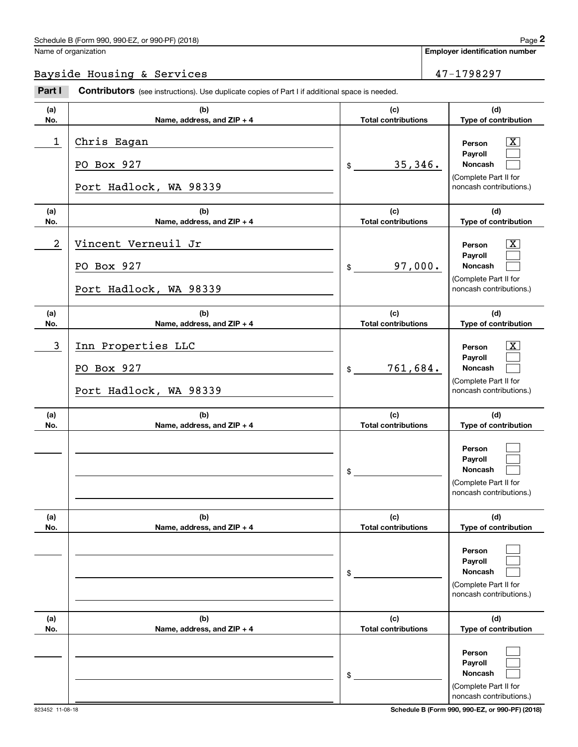Schedule B (Form 990, 990-EZ, or 990-PF) (2018)

Name of organization: Bayside Housing & Services

Employer identification number: 47-1798297

**Part I** **Contributors** (see instructions). Use duplicate copies of Part I if additional space is needed.

| (a) No. | (b) Name, address, and ZIP + 4 | (c) Total contributions | (d) Type of contribution |
|---|---|---|---|
| 1 | Chris Eagan<br>PO Box 927<br>Port Hadlock, WA 98339 | $ 35,346. | Person [X]<br>Payroll [ ]<br>Noncash [ ]<br>(Complete Part II for noncash contributions.) |
| 2 | Vincent Verneuil Jr<br>PO Box 927<br>Port Hadlock, WA 98339 | $ 97,000. | Person [X]<br>Payroll [ ]<br>Noncash [ ]<br>(Complete Part II for noncash contributions.) |
| 3 | Inn Properties LLC<br>PO Box 927<br>Port Hadlock, WA 98339 | $ 761,684. | Person [X]<br>Payroll [ ]<br>Noncash [ ]<br>(Complete Part II for noncash contributions.) |
| | | $ | Person [ ]<br>Payroll [ ]<br>Noncash [ ]<br>(Complete Part II for noncash contributions.) |
| | | $ | Person [ ]<br>Payroll [ ]<br>Noncash [ ]<br>(Complete Part II for noncash contributions.) |
| | | $ | Person [ ]<br>Payroll [ ]<br>Noncash [ ]<br>(Complete Part II for noncash contributions.) |

823452 11-08-18

Schedule B (Form 990, 990-EZ, or 990-PF) (2018)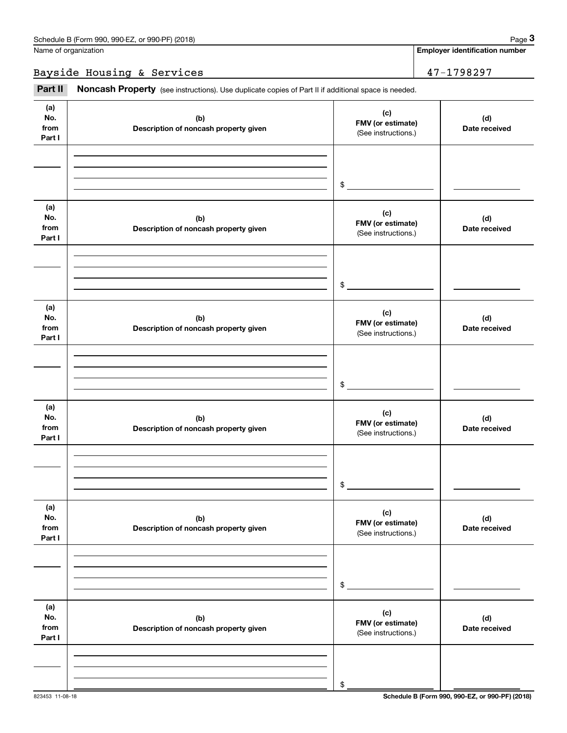Name of organization

**Employer identification number**

Bayside Housing & Services

47-1798297

**Part II** **Noncash Property** (see instructions). Use duplicate copies of Part II if additional space is needed.

| (a) No. from Part I | (b) Description of noncash property given | (c) FMV (or estimate) (See instructions.) | (d) Date received |
|---|---|---|---|
| | | $ | |

| (a) No. from Part I | (b) Description of noncash property given | (c) FMV (or estimate) (See instructions.) | (d) Date received |
|---|---|---|---|
| | | $ | |

| (a) No. from Part I | (b) Description of noncash property given | (c) FMV (or estimate) (See instructions.) | (d) Date received |
|---|---|---|---|
| | | $ | |

| (a) No. from Part I | (b) Description of noncash property given | (c) FMV (or estimate) (See instructions.) | (d) Date received |
|---|---|---|---|
| | | $ | |

| (a) No. from Part I | (b) Description of noncash property given | (c) FMV (or estimate) (See instructions.) | (d) Date received |
|---|---|---|---|
| | | $ | |

| (a) No. from Part I | (b) Description of noncash property given | (c) FMV (or estimate) (See instructions.) | (d) Date received |
|---|---|---|---|
| | | $ | |

823453 11-08-18

**Schedule B (Form 990, 990-EZ, or 990-PF) (2018)**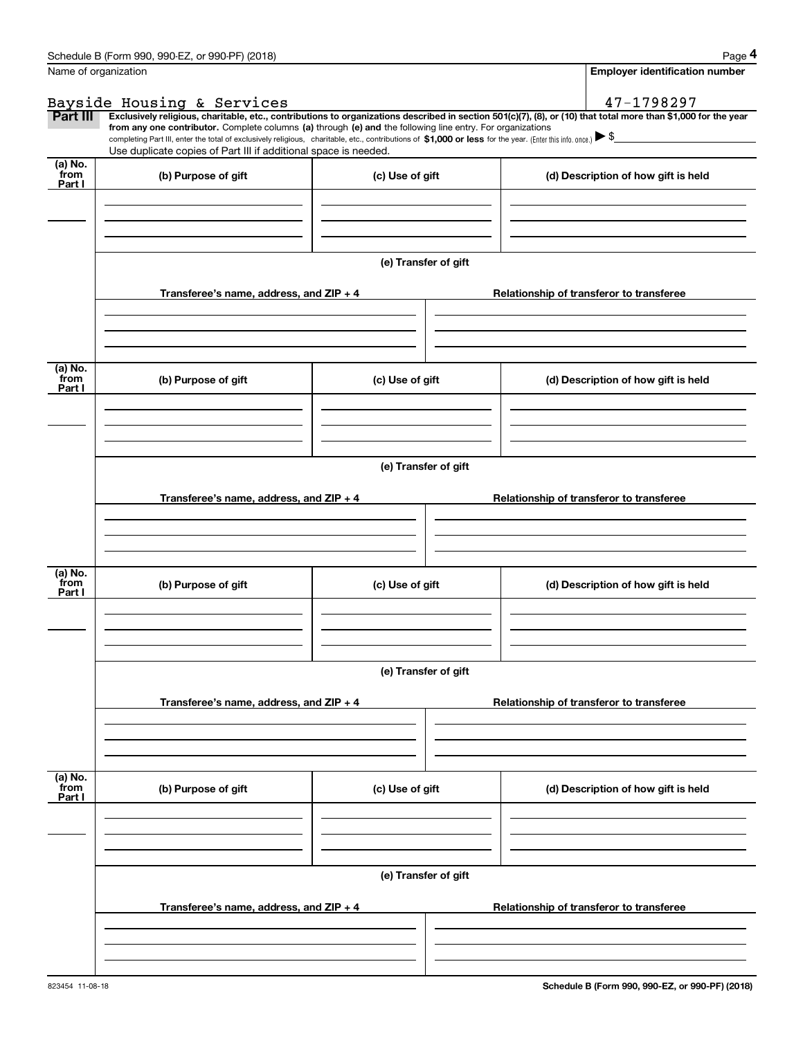Schedule B (Form 990, 990-EZ, or 990-PF) (2018)

Name of organization: Bayside Housing & Services

Employer identification number: 47-1798297

**Part III** **Exclusively religious, charitable, etc., contributions to organizations described in section 501(c)(7), (8), or (10) that total more than $1,000 for the year from any one contributor.** Complete columns **(a)** through **(e) and** the following line entry. For organizations completing Part III, enter the total of exclusively religious, charitable, etc., contributions of **$1,000 or less** for the year. (Enter this info. once.) ▶ $

Use duplicate copies of Part III if additional space is needed.

| (a) No. from Part I | (b) Purpose of gift | (c) Use of gift | (d) Description of how gift is held |
|---|---|---|---|
| | | | |

(e) Transfer of gift

| Transferee's name, address, and ZIP + 4 | Relationship of transferor to transferee |
|---|---|
| | |

| (a) No. from Part I | (b) Purpose of gift | (c) Use of gift | (d) Description of how gift is held |
|---|---|---|---|
| | | | |

(e) Transfer of gift

| Transferee's name, address, and ZIP + 4 | Relationship of transferor to transferee |
|---|---|
| | |

| (a) No. from Part I | (b) Purpose of gift | (c) Use of gift | (d) Description of how gift is held |
|---|---|---|---|
| | | | |

(e) Transfer of gift

| Transferee's name, address, and ZIP + 4 | Relationship of transferor to transferee |
|---|---|
| | |

| (a) No. from Part I | (b) Purpose of gift | (c) Use of gift | (d) Description of how gift is held |
|---|---|---|---|
| | | | |

(e) Transfer of gift

| Transferee's name, address, and ZIP + 4 | Relationship of transferor to transferee |
|---|---|
| | |

823454 11-08-18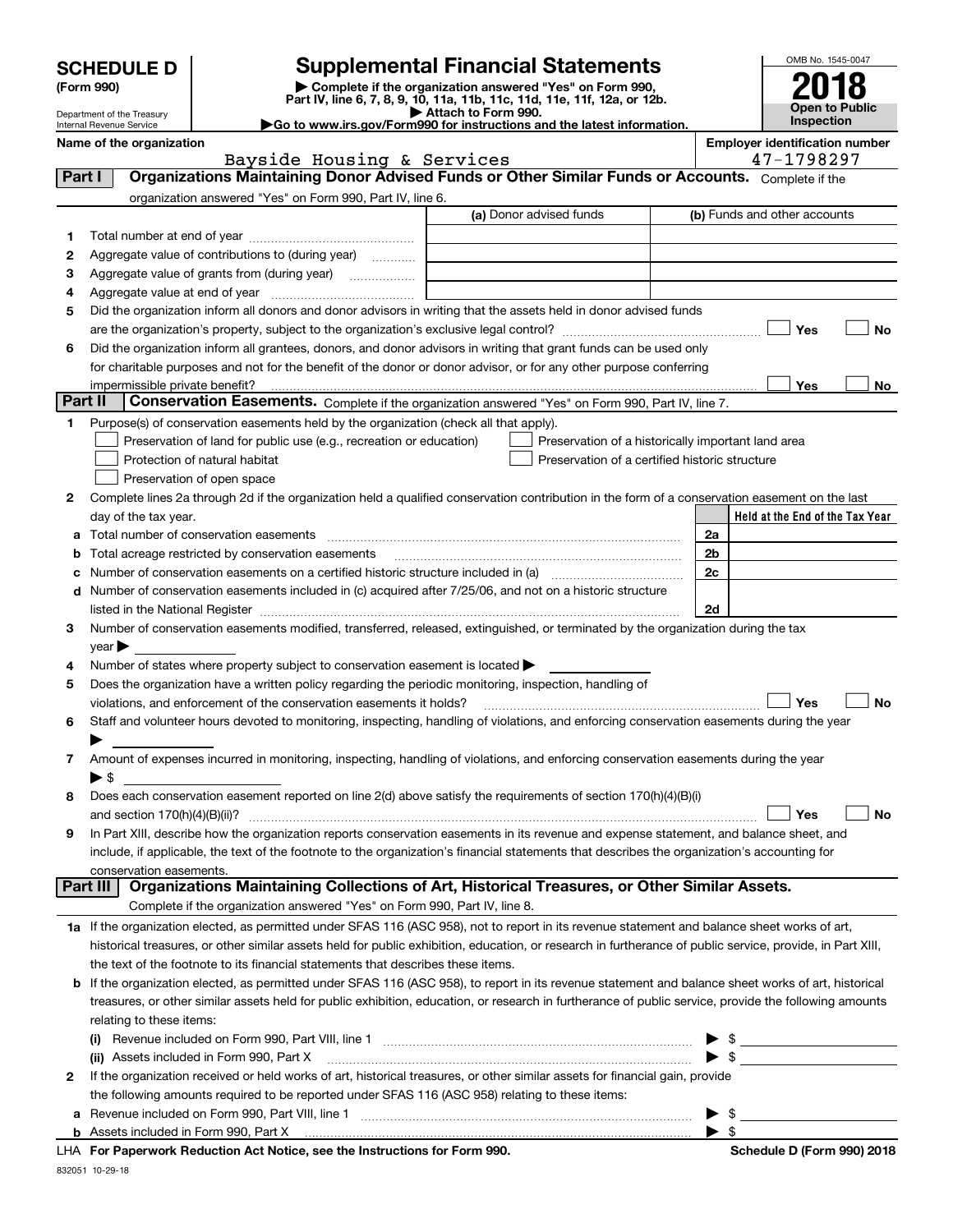# SCHEDULE D (Form 990)

Department of the Treasury
Internal Revenue Service

## Supplemental Financial Statements

▶ Complete if the organization answered "Yes" on Form 990, Part IV, line 6, 7, 8, 9, 10, 11a, 11b, 11c, 11d, 11e, 11f, 12a, or 12b.
▶ Attach to Form 990.
▶Go to www.irs.gov/Form990 for instructions and the latest information.

OMB No. 1545-0047

**2018**

**Open to Public Inspection**

**Name of the organization:** Bayside Housing & Services

**Employer identification number:** 47-1798297

### Part I — Organizations Maintaining Donor Advised Funds or Other Similar Funds or Accounts.

Complete if the organization answered "Yes" on Form 990, Part IV, line 6.

| | | (a) Donor advised funds | (b) Funds and other accounts |
|---|---|---|---|
| 1 | Total number at end of year | | |
| 2 | Aggregate value of contributions to (during year) | | |
| 3 | Aggregate value of grants from (during year) | | |
| 4 | Aggregate value at end of year | | |

5 Did the organization inform all donors and donor advisors in writing that the assets held in donor advised funds are the organization's property, subject to the organization's exclusive legal control? ☐ Yes ☐ No

6 Did the organization inform all grantees, donors, and donor advisors in writing that grant funds can be used only for charitable purposes and not for the benefit of the donor or donor advisor, or for any other purpose conferring impermissible private benefit? ☐ Yes ☐ No

### Part II — Conservation Easements.

Complete if the organization answered "Yes" on Form 990, Part IV, line 7.

1 Purpose(s) of conservation easements held by the organization (check all that apply).

- ☐ Preservation of land for public use (e.g., recreation or education)
- ☐ Protection of natural habitat
- ☐ Preservation of open space
- ☐ Preservation of a historically important land area
- ☐ Preservation of a certified historic structure

2 Complete lines 2a through 2d if the organization held a qualified conservation contribution in the form of a conservation easement on the last day of the tax year.

| | | | Held at the End of the Tax Year |
|---|---|---|---|
| a | Total number of conservation easements | 2a | |
| b | Total acreage restricted by conservation easements | 2b | |
| c | Number of conservation easements on a certified historic structure included in (a) | 2c | |
| d | Number of conservation easements included in (c) acquired after 7/25/06, and not on a historic structure listed in the National Register | 2d | |

3 Number of conservation easements modified, transferred, released, extinguished, or terminated by the organization during the tax year ▶

4 Number of states where property subject to conservation easement is located ▶

5 Does the organization have a written policy regarding the periodic monitoring, inspection, handling of violations, and enforcement of the conservation easements it holds? ☐ Yes ☐ No

6 Staff and volunteer hours devoted to monitoring, inspecting, handling of violations, and enforcing conservation easements during the year ▶

7 Amount of expenses incurred in monitoring, inspecting, handling of violations, and enforcing conservation easements during the year ▶ $

8 Does each conservation easement reported on line 2(d) above satisfy the requirements of section 170(h)(4)(B)(i) and section 170(h)(4)(B)(ii)? ☐ Yes ☐ No

9 In Part XIII, describe how the organization reports conservation easements in its revenue and expense statement, and balance sheet, and include, if applicable, the text of the footnote to the organization's financial statements that describes the organization's accounting for conservation easements.

### Part III — Organizations Maintaining Collections of Art, Historical Treasures, or Other Similar Assets.

Complete if the organization answered "Yes" on Form 990, Part IV, line 8.

1a If the organization elected, as permitted under SFAS 116 (ASC 958), not to report in its revenue statement and balance sheet works of art, historical treasures, or other similar assets held for public exhibition, education, or research in furtherance of public service, provide, in Part XIII, the text of the footnote to its financial statements that describes these items.

b If the organization elected, as permitted under SFAS 116 (ASC 958), to report in its revenue statement and balance sheet works of art, historical treasures, or other similar assets held for public exhibition, education, or research in furtherance of public service, provide the following amounts relating to these items:

(i) Revenue included on Form 990, Part VIII, line 1 ▶ $

(ii) Assets included in Form 990, Part X ▶ $

2 If the organization received or held works of art, historical treasures, or other similar assets for financial gain, provide the following amounts required to be reported under SFAS 116 (ASC 958) relating to these items:

a Revenue included on Form 990, Part VIII, line 1 ▶ $

b Assets included in Form 990, Part X ▶ $

LHA For Paperwork Reduction Act Notice, see the Instructions for Form 990. Schedule D (Form 990) 2018

832051 10-29-18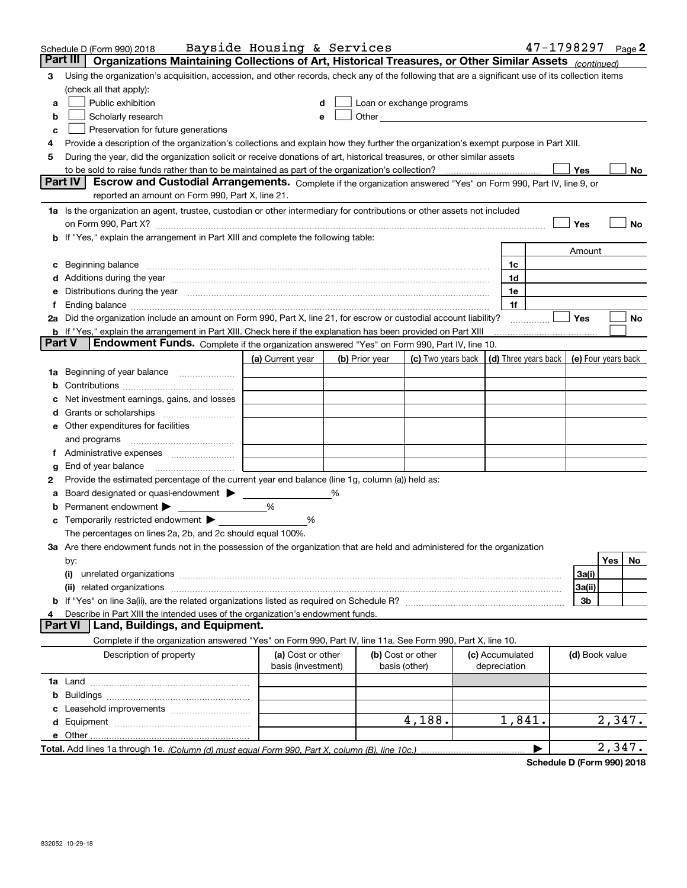Schedule D (Form 990) 2018 Bayside Housing & Services 47-1798297 Page 2

## Part III Organizations Maintaining Collections of Art, Historical Treasures, or Other Similar Assets (continued)

3 Using the organization's acquisition, accession, and other records, check any of the following that are a significant use of its collection items (check all that apply):

a ☐ Public exhibition
b ☐ Scholarly research
c ☐ Preservation for future generations
d ☐ Loan or exchange programs
e ☐ Other

4 Provide a description of the organization's collections and explain how they further the organization's exempt purpose in Part XIII.

5 During the year, did the organization solicit or receive donations of art, historical treasures, or other similar assets to be sold to raise funds rather than to be maintained as part of the organization's collection? ☐ Yes ☐ No

## Part IV Escrow and Custodial Arrangements.

Complete if the organization answered "Yes" on Form 990, Part IV, line 9, or reported an amount on Form 990, Part X, line 21.

1a Is the organization an agent, trustee, custodian or other intermediary for contributions or other assets not included on Form 990, Part X? ☐ Yes ☐ No

b If "Yes," explain the arrangement in Part XIII and complete the following table:

| | | Amount |
|---|---|---|
| c Beginning balance | 1c | |
| d Additions during the year | 1d | |
| e Distributions during the year | 1e | |
| f Ending balance | 1f | |

2a Did the organization include an amount on Form 990, Part X, line 21, for escrow or custodial account liability? ☐ Yes ☐ No

b If "Yes," explain the arrangement in Part XIII. Check here if the explanation has been provided on Part XIII ☐

## Part V Endowment Funds.

Complete if the organization answered "Yes" on Form 990, Part IV, line 10.

| | (a) Current year | (b) Prior year | (c) Two years back | (d) Three years back | (e) Four years back |
|---|---|---|---|---|---|
| 1a Beginning of year balance | | | | | |
| b Contributions | | | | | |
| c Net investment earnings, gains, and losses | | | | | |
| d Grants or scholarships | | | | | |
| e Other expenditures for facilities and programs | | | | | |
| f Administrative expenses | | | | | |
| g End of year balance | | | | | |

2 Provide the estimated percentage of the current year end balance (line 1g, column (a)) held as:

a Board designated or quasi-endowment ▶ ______ %
b Permanent endowment ▶ ______ %
c Temporarily restricted endowment ▶ ______ %

The percentages on lines 2a, 2b, and 2c should equal 100%.

3a Are there endowment funds not in the possession of the organization that are held and administered for the organization by:

| | | Yes | No |
|---|---|---|---|
| (i) unrelated organizations | 3a(i) | | |
| (ii) related organizations | 3a(ii) | | |
| b If "Yes" on line 3a(ii), are the related organizations listed as required on Schedule R? | 3b | | |

4 Describe in Part XIII the intended uses of the organization's endowment funds.

## Part VI Land, Buildings, and Equipment.

Complete if the organization answered "Yes" on Form 990, Part IV, line 11a. See Form 990, Part X, line 10.

| Description of property | (a) Cost or other basis (investment) | (b) Cost or other basis (other) | (c) Accumulated depreciation | (d) Book value |
|---|---|---|---|---|
| 1a Land | | | | |
| b Buildings | | | | |
| c Leasehold improvements | | | | |
| d Equipment | | 4,188. | 1,841. | 2,347. |
| e Other | | | | |
| **Total.** Add lines 1a through 1e. *(Column (d) must equal Form 990, Part X, column (B), line 10c.)* | | | ▶ | 2,347. |

**Schedule D (Form 990) 2018**

832052 10-29-18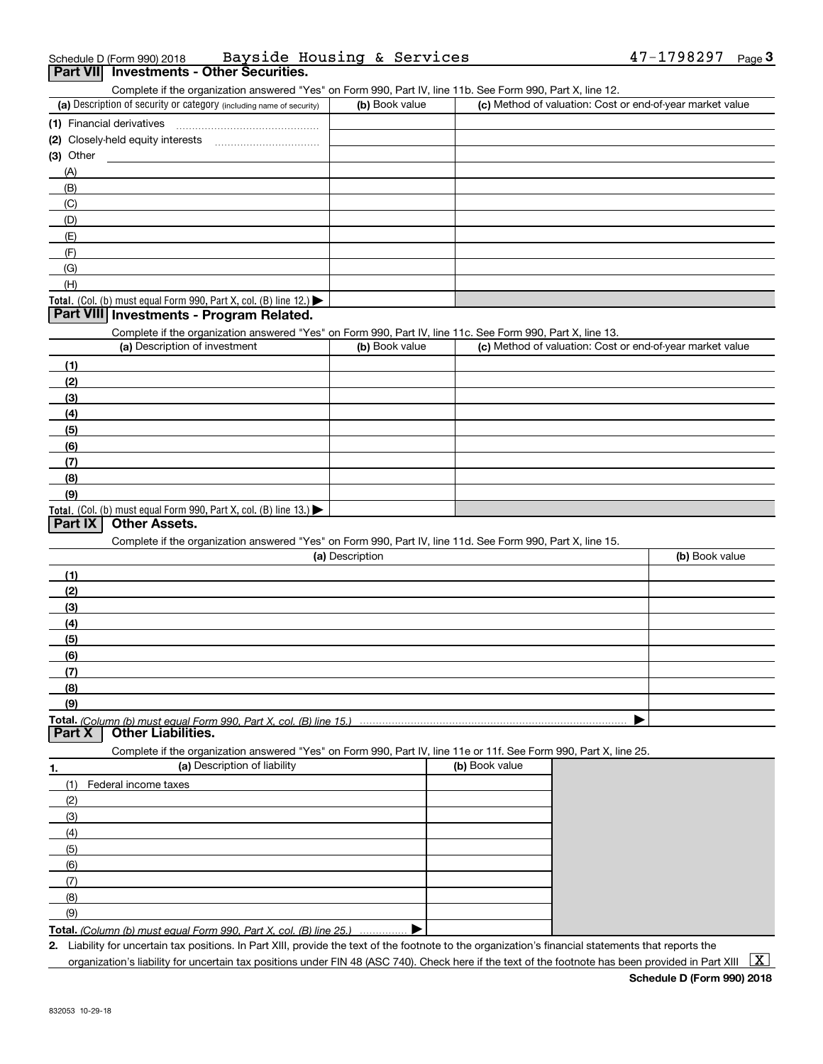Schedule D (Form 990) 2018 Bayside Housing & Services 47-1798297 Page **3**

## Part VII Investments - Other Securities.

Complete if the organization answered "Yes" on Form 990, Part IV, line 11b. See Form 990, Part X, line 12.

| (a) Description of security or category (including name of security) | (b) Book value | (c) Method of valuation: Cost or end-of-year market value |
|---|---|---|
| (1) Financial derivatives | | |
| (2) Closely-held equity interests | | |
| (3) Other | | |
| (A) | | |
| (B) | | |
| (C) | | |
| (D) | | |
| (E) | | |
| (F) | | |
| (G) | | |
| (H) | | |
| **Total.** (Col. (b) must equal Form 990, Part X, col. (B) line 12.) ▶ | | |

## Part VIII Investments - Program Related.

Complete if the organization answered "Yes" on Form 990, Part IV, line 11c. See Form 990, Part X, line 13.

| (a) Description of investment | (b) Book value | (c) Method of valuation: Cost or end-of-year market value |
|---|---|---|
| (1) | | |
| (2) | | |
| (3) | | |
| (4) | | |
| (5) | | |
| (6) | | |
| (7) | | |
| (8) | | |
| (9) | | |
| **Total.** (Col. (b) must equal Form 990, Part X, col. (B) line 13.) ▶ | | |

## Part IX Other Assets.

Complete if the organization answered "Yes" on Form 990, Part IV, line 11d. See Form 990, Part X, line 15.

| (a) Description | (b) Book value |
|---|---|
| (1) | |
| (2) | |
| (3) | |
| (4) | |
| (5) | |
| (6) | |
| (7) | |
| (8) | |
| (9) | |
| **Total.** *(Column (b) must equal Form 990, Part X, col. (B) line 15.)* ▶ | |

## Part X Other Liabilities.

Complete if the organization answered "Yes" on Form 990, Part IV, line 11e or 11f. See Form 990, Part X, line 25.

| 1. (a) Description of liability | (b) Book value |
|---|---|
| (1) Federal income taxes | |
| (2) | |
| (3) | |
| (4) | |
| (5) | |
| (6) | |
| (7) | |
| (8) | |
| (9) | |
| **Total.** *(Column (b) must equal Form 990, Part X, col. (B) line 25.)* ▶ | |

2. Liability for uncertain tax positions. In Part XIII, provide the text of the footnote to the organization's financial statements that reports the organization's liability for uncertain tax positions under FIN 48 (ASC 740). Check here if the text of the footnote has been provided in Part XIII [X]

**Schedule D (Form 990) 2018**

832053 10-29-18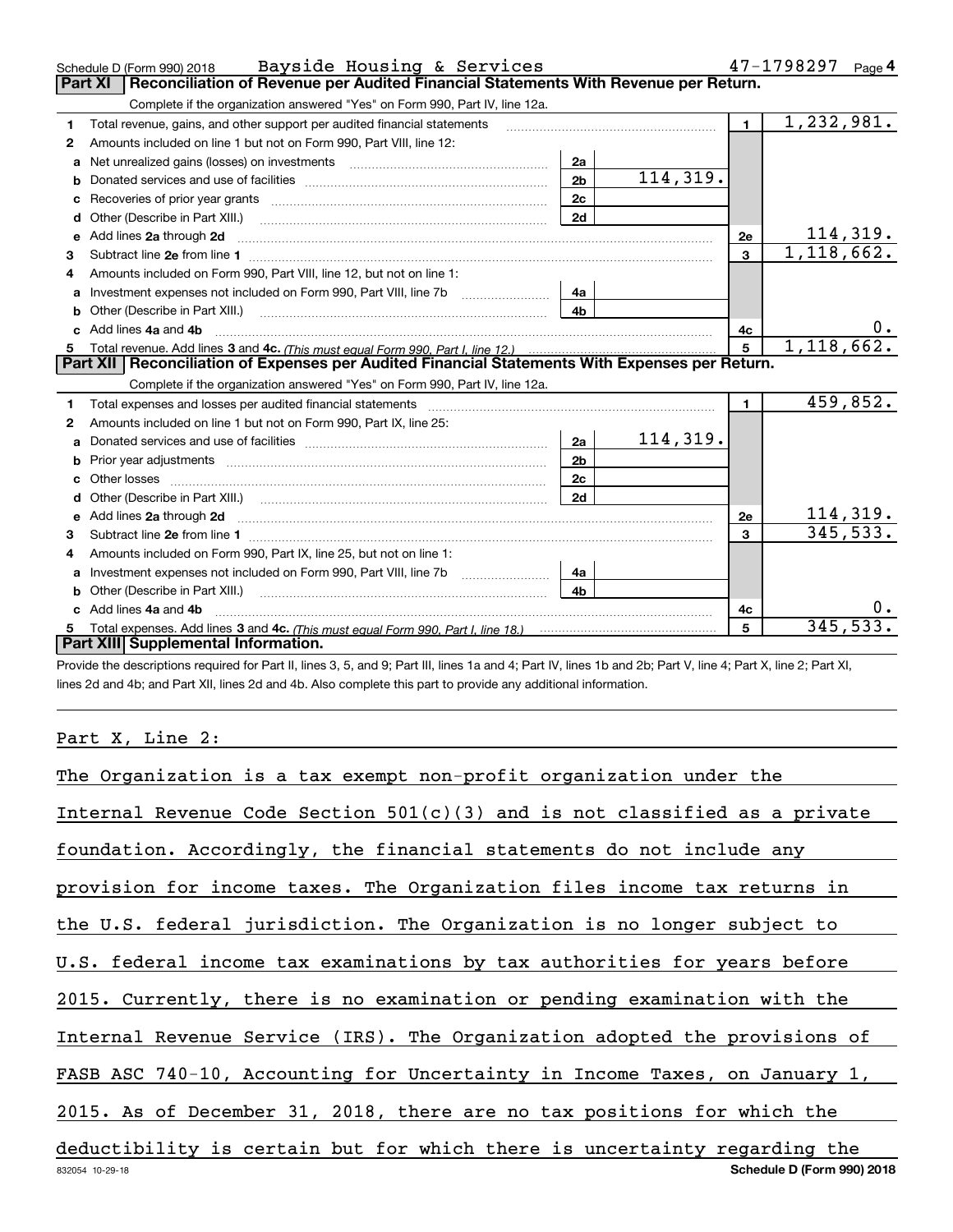Schedule D (Form 990) 2018 Bayside Housing & Services 47-1798297 Page 4

## Part XI Reconciliation of Revenue per Audited Financial Statements With Revenue per Return.

Complete if the organization answered "Yes" on Form 990, Part IV, line 12a.

| | | | | | |
|---|---|---|---|---|---|
| 1 | Total revenue, gains, and other support per audited financial statements | | | 1 | 1,232,981. |
| 2 | Amounts included on line 1 but not on Form 990, Part VIII, line 12: | | | | |
| a | Net unrealized gains (losses) on investments | 2a | | | |
| b | Donated services and use of facilities | 2b | 114,319. | | |
| c | Recoveries of prior year grants | 2c | | | |
| d | Other (Describe in Part XIII.) | 2d | | | |
| e | Add lines 2a through 2d | | | 2e | 114,319. |
| 3 | Subtract line 2e from line 1 | | | 3 | 1,118,662. |
| 4 | Amounts included on Form 990, Part VIII, line 12, but not on line 1: | | | | |
| a | Investment expenses not included on Form 990, Part VIII, line 7b | 4a | | | |
| b | Other (Describe in Part XIII.) | 4b | | | |
| c | Add lines 4a and 4b | | | 4c | 0. |
| 5 | Total revenue. Add lines 3 and 4c. *(This must equal Form 990, Part I, line 12.)* | | | 5 | 1,118,662. |

## Part XII Reconciliation of Expenses per Audited Financial Statements With Expenses per Return.

Complete if the organization answered "Yes" on Form 990, Part IV, line 12a.

| | | | | | |
|---|---|---|---|---|---|
| 1 | Total expenses and losses per audited financial statements | | | 1 | 459,852. |
| 2 | Amounts included on line 1 but not on Form 990, Part IX, line 25: | | | | |
| a | Donated services and use of facilities | 2a | 114,319. | | |
| b | Prior year adjustments | 2b | | | |
| c | Other losses | 2c | | | |
| d | Other (Describe in Part XIII.) | 2d | | | |
| e | Add lines 2a through 2d | | | 2e | 114,319. |
| 3 | Subtract line 2e from line 1 | | | 3 | 345,533. |
| 4 | Amounts included on Form 990, Part IX, line 25, but not on line 1: | | | | |
| a | Investment expenses not included on Form 990, Part VIII, line 7b | 4a | | | |
| b | Other (Describe in Part XIII.) | 4b | | | |
| c | Add lines 4a and 4b | | | 4c | 0. |
| 5 | Total expenses. Add lines 3 and 4c. *(This must equal Form 990, Part I, line 18.)* | | | 5 | 345,533. |

## Part XIII Supplemental Information.

Provide the descriptions required for Part II, lines 3, 5, and 9; Part III, lines 1a and 4; Part IV, lines 1b and 2b; Part V, line 4; Part X, line 2; Part XI, lines 2d and 4b; and Part XII, lines 2d and 4b. Also complete this part to provide any additional information.

Part X, Line 2:

The Organization is a tax exempt non-profit organization under the Internal Revenue Code Section 501(c)(3) and is not classified as a private foundation. Accordingly, the financial statements do not include any provision for income taxes. The Organization files income tax returns in the U.S. federal jurisdiction. The Organization is no longer subject to U.S. federal income tax examinations by tax authorities for years before 2015. Currently, there is no examination or pending examination with the Internal Revenue Service (IRS). The Organization adopted the provisions of FASB ASC 740-10, Accounting for Uncertainty in Income Taxes, on January 1, 2015. As of December 31, 2018, there are no tax positions for which the deductibility is certain but for which there is uncertainty regarding the

832054 10-29-18 Schedule D (Form 990) 2018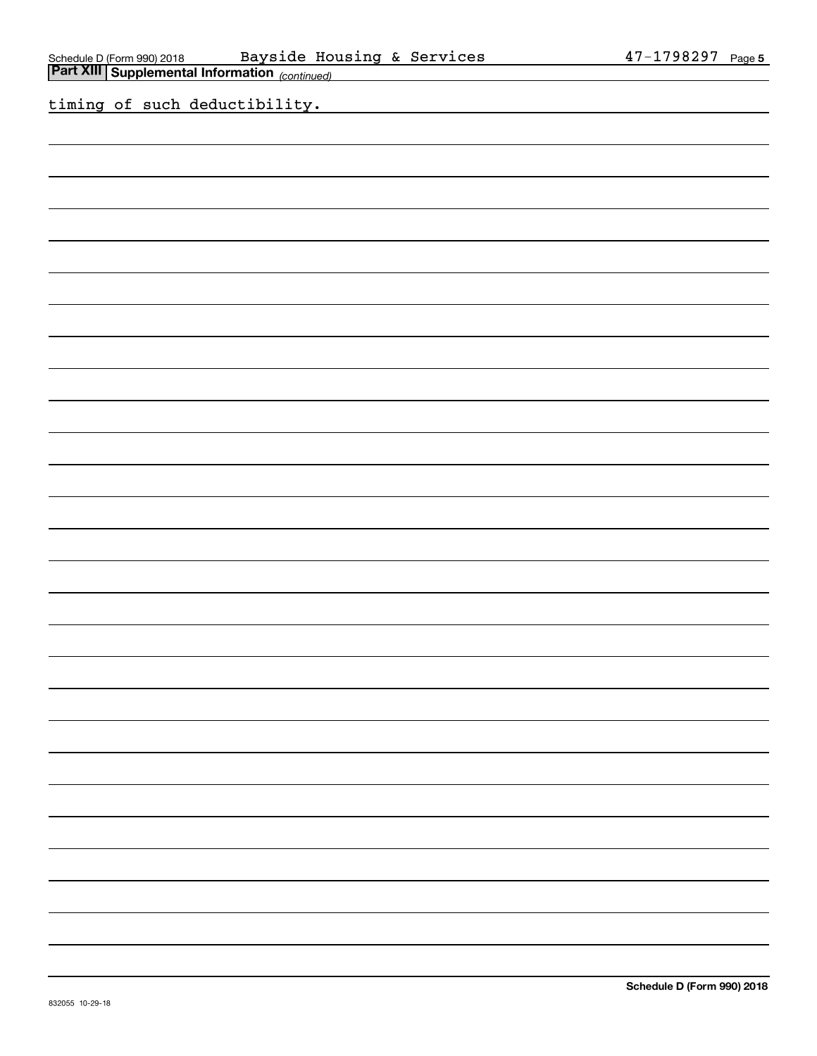## Part XIII | Supplemental Information *(continued)*

timing of such deductibility.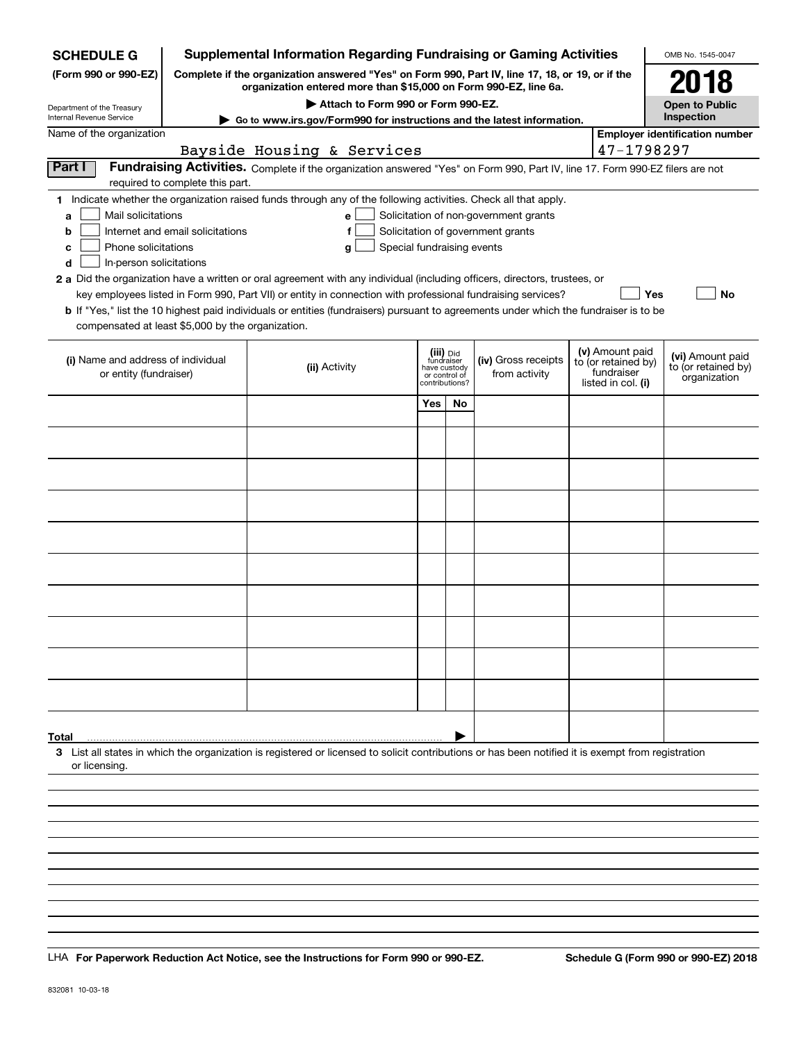**SCHEDULE G (Form 990 or 990-EZ)**

Department of the Treasury
Internal Revenue Service

# Supplemental Information Regarding Fundraising or Gaming Activities

**Complete if the organization answered "Yes" on Form 990, Part IV, line 17, 18, or 19, or if the organization entered more than $15,000 on Form 990-EZ, line 6a.**

**▶ Attach to Form 990 or Form 990-EZ.**

**▶ Go to www.irs.gov/Form990 for instructions and the latest information.**

OMB No. 1545-0047

**2018**

**Open to Public Inspection**

Name of the organization: Bayside Housing & Services

Employer identification number: 47-1798297

## Part I Fundraising Activities.

Complete if the organization answered "Yes" on Form 990, Part IV, line 17. Form 990-EZ filers are not required to complete this part.

**1** Indicate whether the organization raised funds through any of the following activities. Check all that apply.

- **a** ☐ Mail solicitations
- **b** ☐ Internet and email solicitations
- **c** ☐ Phone solicitations
- **d** ☐ In-person solicitations
- **e** ☐ Solicitation of non-government grants
- **f** ☐ Solicitation of government grants
- **g** ☐ Special fundraising events

**2 a** Did the organization have a written or oral agreement with any individual (including officers, directors, trustees, or key employees listed in Form 990, Part VII) or entity in connection with professional fundraising services? ☐ Yes ☐ No

**b** If "Yes," list the 10 highest paid individuals or entities (fundraisers) pursuant to agreements under which the fundraiser is to be compensated at least $5,000 by the organization.

| (i) Name and address of individual or entity (fundraiser) | (ii) Activity | (iii) Did fundraiser have custody or control of contributions? Yes | No | (iv) Gross receipts from activity | (v) Amount paid to (or retained by) fundraiser listed in col. (i) | (vi) Amount paid to (or retained by) organization |
|---|---|---|---|---|---|---|
| | | | | | | |
| | | | | | | |
| | | | | | | |
| | | | | | | |
| | | | | | | |
| | | | | | | |
| | | | | | | |
| | | | | | | |
| | | | | | | |
| | | | | | | |
| **Total** ▶ | | | | | | |

**3** List all states in which the organization is registered or licensed to solicit contributions or has been notified it is exempt from registration or licensing.

LHA **For Paperwork Reduction Act Notice, see the Instructions for Form 990 or 990-EZ.** **Schedule G (Form 990 or 990-EZ) 2018**

832081 10-03-18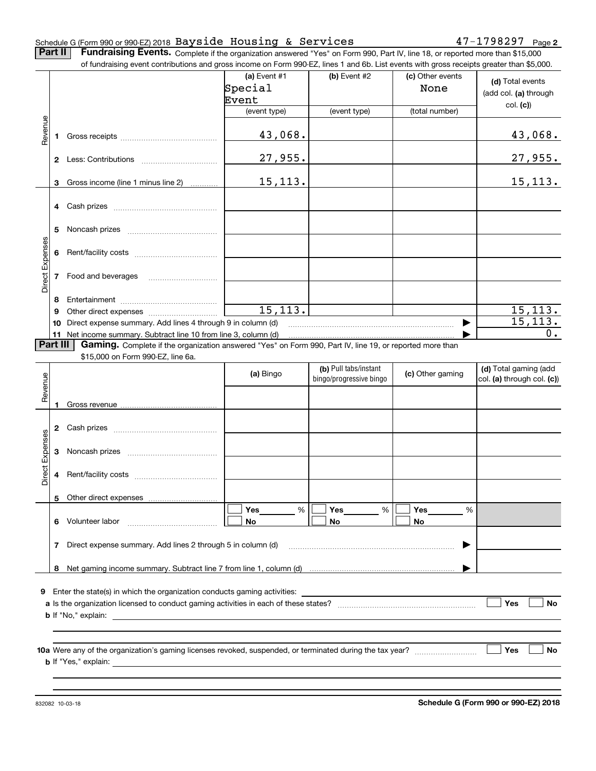Schedule G (Form 990 or 990-EZ) 2018 Bayside Housing & Services 47-1798297 Page 2

**Part II** **Fundraising Events.** Complete if the organization answered "Yes" on Form 990, Part IV, line 18, or reported more than $15,000 of fundraising event contributions and gross income on Form 990-EZ, lines 1 and 6b. List events with gross receipts greater than $5,000.

| | | (a) Event #1 | (b) Event #2 | (c) Other events | (d) Total events (add col. (a) through col. (c)) |
|---|---|---|---|---|---|
| | | Special Event | | None | |
| | | (event type) | (event type) | (total number) | |
| Revenue | 1 Gross receipts | 43,068. | | | 43,068. |
| | 2 Less: Contributions | 27,955. | | | 27,955. |
| | 3 Gross income (line 1 minus line 2) | 15,113. | | | 15,113. |
| Direct Expenses | 4 Cash prizes | | | | |
| | 5 Noncash prizes | | | | |
| | 6 Rent/facility costs | | | | |
| | 7 Food and beverages | | | | |
| | 8 Entertainment | | | | |
| | 9 Other direct expenses | 15,113. | | | 15,113. |
| | 10 Direct expense summary. Add lines 4 through 9 in column (d) | | | ▶ | 15,113. |
| | 11 Net income summary. Subtract line 10 from line 3, column (d) | | | ▶ | 0. |

**Part III** **Gaming.** Complete if the organization answered "Yes" on Form 990, Part IV, line 19, or reported more than $15,000 on Form 990-EZ, line 6a.

| | | (a) Bingo | (b) Pull tabs/instant bingo/progressive bingo | (c) Other gaming | (d) Total gaming (add col. (a) through col. (c)) |
|---|---|---|---|---|---|
| Revenue | 1 Gross revenue | | | | |
| Direct Expenses | 2 Cash prizes | | | | |
| | 3 Noncash prizes | | | | |
| | 4 Rent/facility costs | | | | |
| | 5 Other direct expenses | | | | |
| | 6 Volunteer labor | ☐ Yes ____ % ☐ No | ☐ Yes ____ % ☐ No | ☐ Yes ____ % ☐ No | |
| | 7 Direct expense summary. Add lines 2 through 5 in column (d) | | | ▶ | |
| | 8 Net gaming income summary. Subtract line 7 from line 1, column (d) | | | ▶ | |

**9** Enter the state(s) in which the organization conducts gaming activities: ______

**a** Is the organization licensed to conduct gaming activities in each of these states? ☐ Yes ☐ No

**b** If "No," explain: ______

**10a** Were any of the organization's gaming licenses revoked, suspended, or terminated during the tax year? ☐ Yes ☐ No

**b** If "Yes," explain: ______

832082 10-03-18 **Schedule G (Form 990 or 990-EZ) 2018**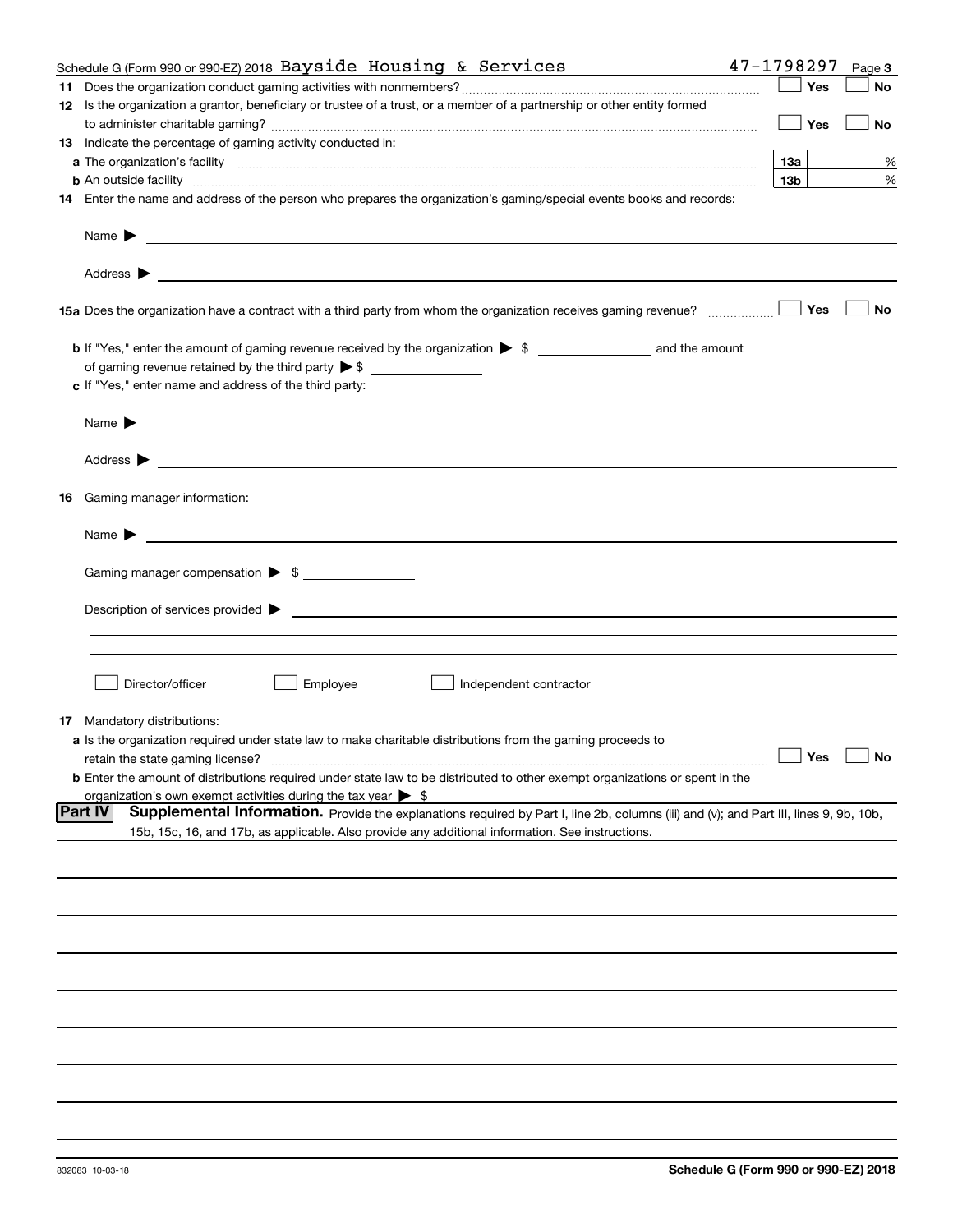Schedule G (Form 990 or 990-EZ) 2018 Bayside Housing & Services 47-1798297 Page 3

**11** Does the organization conduct gaming activities with nonmembers? ☐ Yes ☐ No

**12** Is the organization a grantor, beneficiary or trustee of a trust, or a member of a partnership or other entity formed to administer charitable gaming? ☐ Yes ☐ No

**13** Indicate the percentage of gaming activity conducted in:

**a** The organization's facility | **13a** | %

**b** An outside facility | **13b** | %

**14** Enter the name and address of the person who prepares the organization's gaming/special events books and records:

Name ▶

Address ▶

**15a** Does the organization have a contract with a third party from whom the organization receives gaming revenue? ☐ Yes ☐ No

**b** If "Yes," enter the amount of gaming revenue received by the organization ▶ $ ________ and the amount of gaming revenue retained by the third party ▶ $ ________

**c** If "Yes," enter name and address of the third party:

Name ▶

Address ▶

**16** Gaming manager information:

Name ▶

Gaming manager compensation ▶ $ ________

Description of services provided ▶

☐ Director/officer ☐ Employee ☐ Independent contractor

**17** Mandatory distributions:

**a** Is the organization required under state law to make charitable distributions from the gaming proceeds to retain the state gaming license? ☐ Yes ☐ No

**b** Enter the amount of distributions required under state law to be distributed to other exempt organizations or spent in the organization's own exempt activities during the tax year ▶ $

**Part IV** **Supplemental Information.** Provide the explanations required by Part I, line 2b, columns (iii) and (v); and Part III, lines 9, 9b, 10b, 15b, 15c, 16, and 17b, as applicable. Also provide any additional information. See instructions.

832083 10-03-18 **Schedule G (Form 990 or 990-EZ) 2018**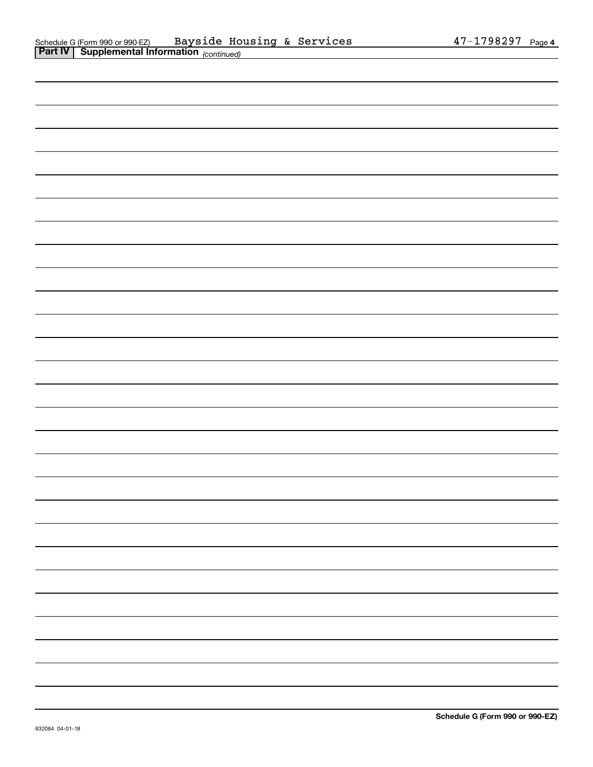Schedule G (Form 990 or 990-EZ) Bayside Housing & Services 47-1798297

**Part IV | Supplemental Information** *(continued)*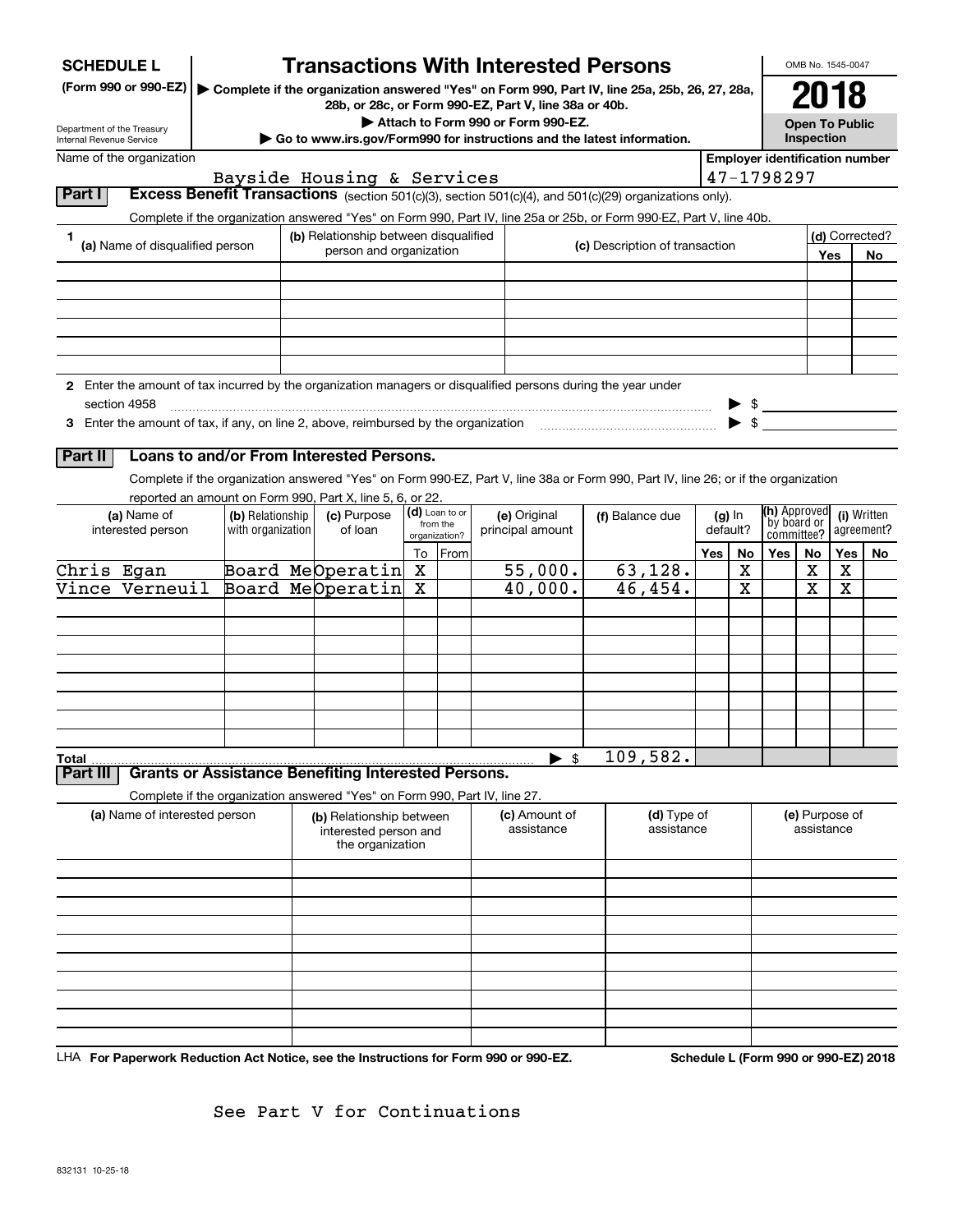# SCHEDULE L (Form 990 or 990-EZ)

# Transactions With Interested Persons

▶ Complete if the organization answered "Yes" on Form 990, Part IV, line 25a, 25b, 26, 27, 28a, 28b, or 28c, or Form 990-EZ, Part V, line 38a or 40b.

▶ Attach to Form 990 or Form 990-EZ.

▶ Go to www.irs.gov/Form990 for instructions and the latest information.

Department of the Treasury
Internal Revenue Service

OMB No. 1545-0047

**2018**

**Open To Public Inspection**

Name of the organization: Bayside Housing & Services

Employer identification number: 47-1798297

## Part I Excess Benefit Transactions (section 501(c)(3), section 501(c)(4), and 501(c)(29) organizations only).

Complete if the organization answered "Yes" on Form 990, Part IV, line 25a or 25b, or Form 990-EZ, Part V, line 40b.

| 1 (a) Name of disqualified person | (b) Relationship between disqualified person and organization | (c) Description of transaction | (d) Corrected? Yes | No |
|---|---|---|---|---|
| | | | | |
| | | | | |
| | | | | |
| | | | | |
| | | | | |
| | | | | |

2 Enter the amount of tax incurred by the organization managers or disqualified persons during the year under section 4958 ▶ $

3 Enter the amount of tax, if any, on line 2, above, reimbursed by the organization ▶ $

## Part II Loans to and/or From Interested Persons.

Complete if the organization answered "Yes" on Form 990-EZ, Part V, line 38a or Form 990, Part IV, line 26; or if the organization reported an amount on Form 990, Part X, line 5, 6, or 22.

| (a) Name of interested person | (b) Relationship with organization | (c) Purpose of loan | (d) Loan to or from the organization? To | From | (e) Original principal amount | (f) Balance due | (g) In default? Yes | No | (h) Approved by board or committee? Yes | No | (i) Written agreement? Yes | No |
|---|---|---|---|---|---|---|---|---|---|---|---|---|
| Chris Egan | Board Me | Operatin | X | | 55,000. | 63,128. | | X | | X | X | |
| Vince Verneuil | Board Me | Operatin | X | | 40,000. | 46,454. | | X | | X | X | |
| | | | | | | | | | | | | |
| | | | | | | | | | | | | |
| | | | | | | | | | | | | |
| | | | | | | | | | | | | |
| | | | | | | | | | | | | |
| | | | | | | | | | | | | |
| **Total** | | | | | ▶ $ | 109,582. | | | | | | |

## Part III Grants or Assistance Benefiting Interested Persons.

Complete if the organization answered "Yes" on Form 990, Part IV, line 27.

| (a) Name of interested person | (b) Relationship between interested person and the organization | (c) Amount of assistance | (d) Type of assistance | (e) Purpose of assistance |
|---|---|---|---|---|
| | | | | |
| | | | | |
| | | | | |
| | | | | |
| | | | | |
| | | | | |
| | | | | |
| | | | | |
| | | | | |
| | | | | |

LHA For Paperwork Reduction Act Notice, see the Instructions for Form 990 or 990-EZ.

Schedule L (Form 990 or 990-EZ) 2018

See Part V for Continuations

832131 10-25-18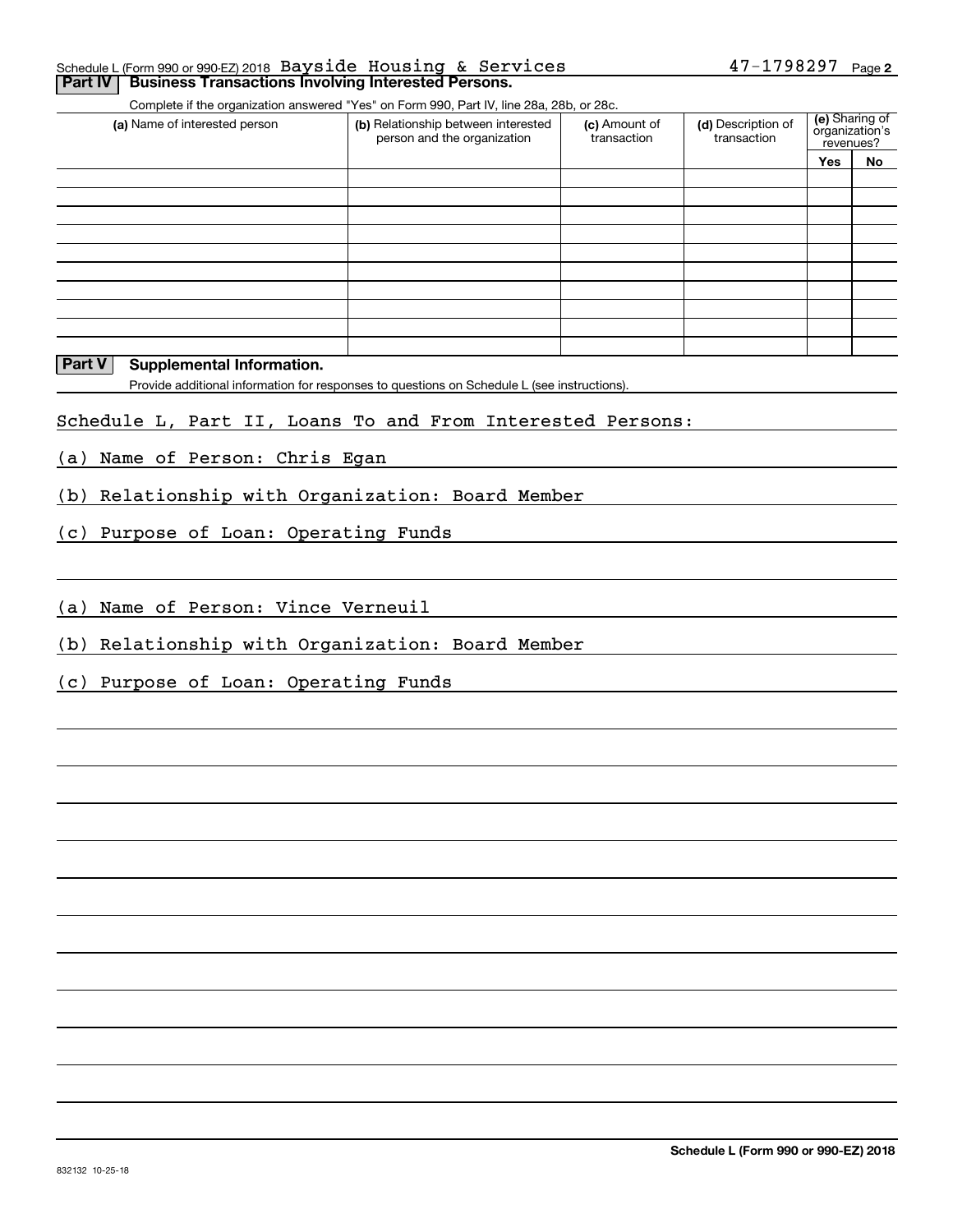Schedule L (Form 990 or 990-EZ) 2018 Bayside Housing & Services 47-1798297 Page 2

## Part IV Business Transactions Involving Interested Persons.

Complete if the organization answered "Yes" on Form 990, Part IV, line 28a, 28b, or 28c.

| (a) Name of interested person | (b) Relationship between interested person and the organization | (c) Amount of transaction | (d) Description of transaction | (e) Sharing of organization's revenues? | |
|---|---|---|---|---|---|
| | | | | Yes | No |
| | | | | | |
| | | | | | |
| | | | | | |
| | | | | | |
| | | | | | |
| | | | | | |
| | | | | | |
| | | | | | |
| | | | | | |
| | | | | | |

## Part V Supplemental Information.

Provide additional information for responses to questions on Schedule L (see instructions).

Schedule L, Part II, Loans To and From Interested Persons:

(a) Name of Person: Chris Egan

(b) Relationship with Organization: Board Member

(c) Purpose of Loan: Operating Funds

(a) Name of Person: Vince Verneuil

(b) Relationship with Organization: Board Member

(c) Purpose of Loan: Operating Funds

Schedule L (Form 990 or 990-EZ) 2018

832132 10-25-18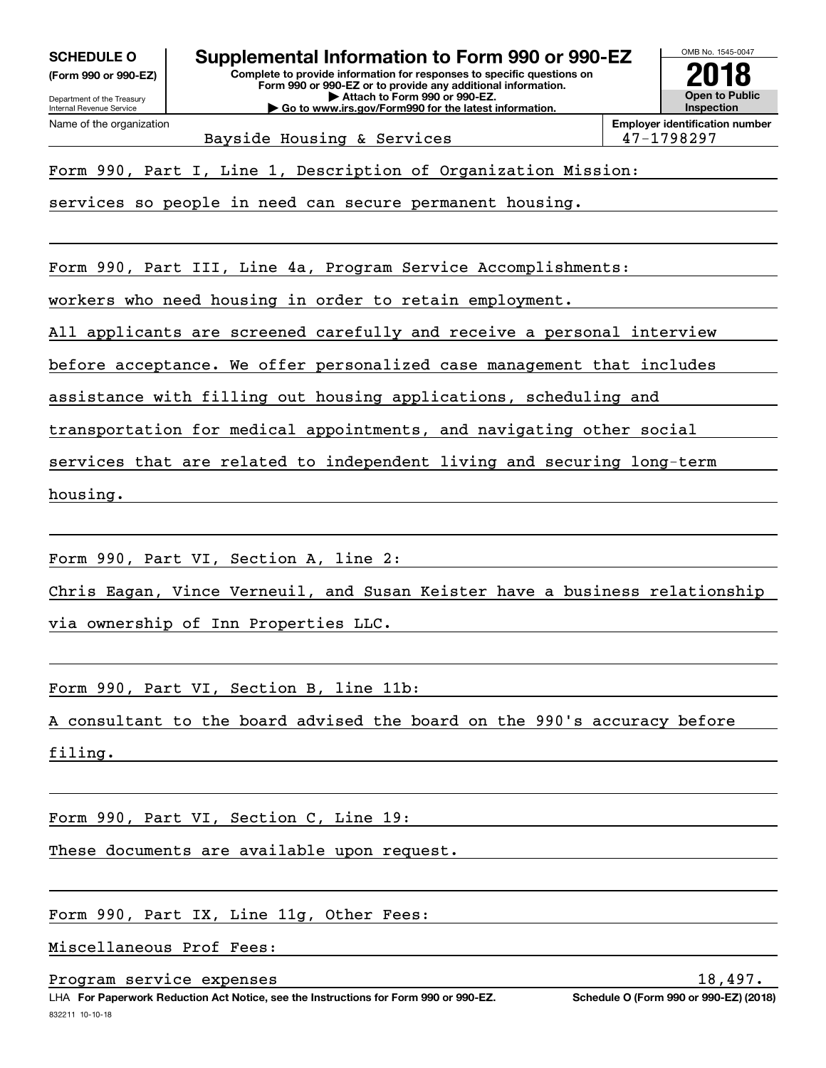**SCHEDULE O** (Form 990 or 990-EZ)

Department of the Treasury
Internal Revenue Service

# Supplemental Information to Form 990 or 990-EZ

**Complete to provide information for responses to specific questions on Form 990 or 990-EZ or to provide any additional information.**
**▶ Attach to Form 990 or 990-EZ.**
**▶ Go to www.irs.gov/Form990 for the latest information.**

OMB No. 1545-0047

**2018**

**Open to Public Inspection**

Name of the organization: Bayside Housing & Services

**Employer identification number:** 47-1798297

Form 990, Part I, Line 1, Description of Organization Mission:

services so people in need can secure permanent housing.

Form 990, Part III, Line 4a, Program Service Accomplishments:

workers who need housing in order to retain employment.

All applicants are screened carefully and receive a personal interview before acceptance. We offer personalized case management that includes assistance with filling out housing applications, scheduling and transportation for medical appointments, and navigating other social services that are related to independent living and securing long-term housing.

Form 990, Part VI, Section A, line 2:

Chris Eagan, Vince Verneuil, and Susan Keister have a business relationship via ownership of Inn Properties LLC.

Form 990, Part VI, Section B, line 11b:

A consultant to the board advised the board on the 990's accuracy before filing.

Form 990, Part VI, Section C, Line 19:

These documents are available upon request.

Form 990, Part IX, Line 11g, Other Fees:

Miscellaneous Prof Fees:

| | |
|---|---|
| Program service expenses | 18,497. |

LHA **For Paperwork Reduction Act Notice, see the Instructions for Form 990 or 990-EZ.** **Schedule O (Form 990 or 990-EZ) (2018)**

832211 10-10-18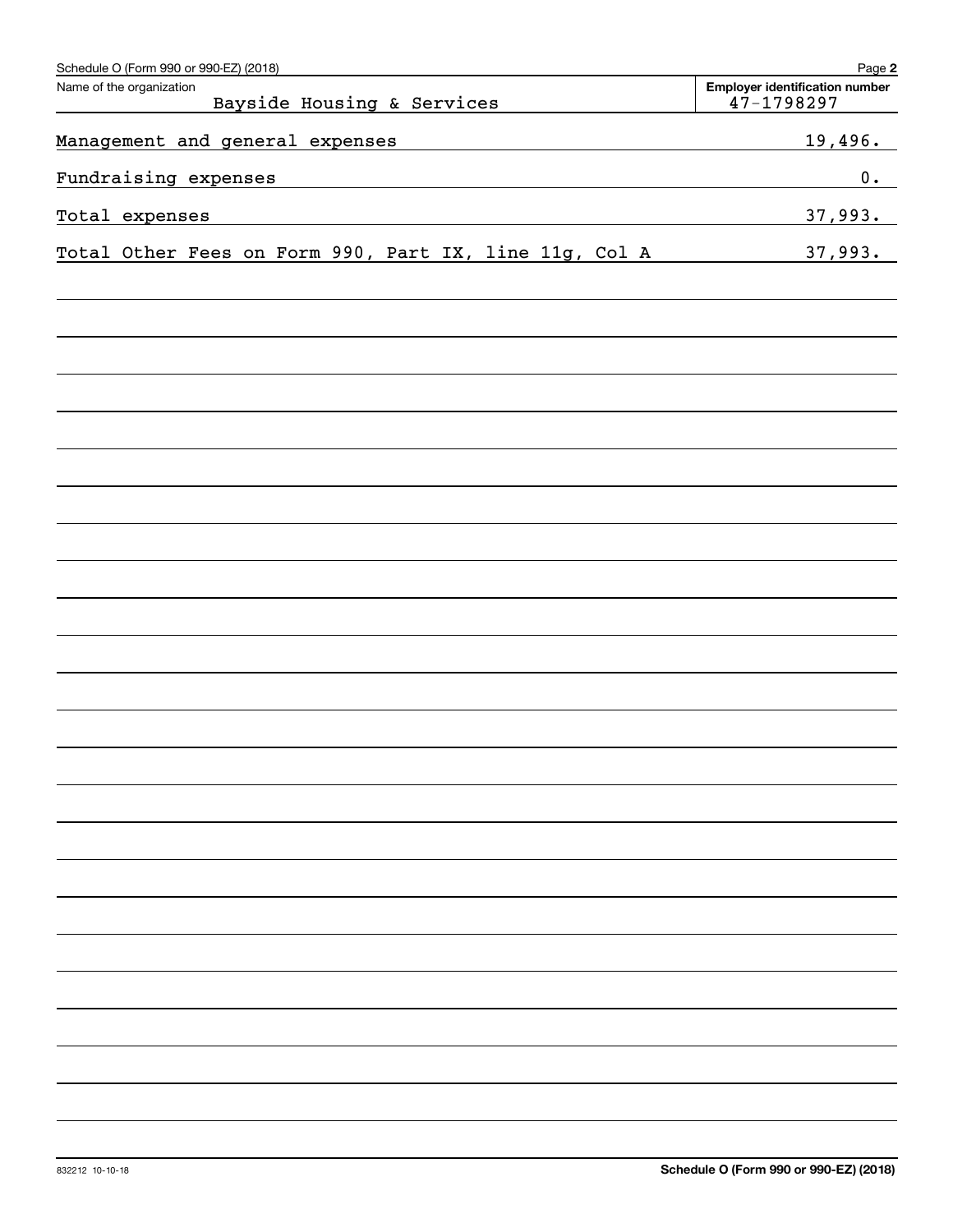Schedule O (Form 990 or 990-EZ) (2018) Page 2

Name of the organization: Bayside Housing & Services

Employer identification number: 47-1798297

| | |
|---|---|
| Management and general expenses | 19,496. |
| Fundraising expenses | 0. |
| Total expenses | 37,993. |
| Total Other Fees on Form 990, Part IX, line 11g, Col A | 37,993. |

832212 10-10-18

Schedule O (Form 990 or 990-EZ) (2018)